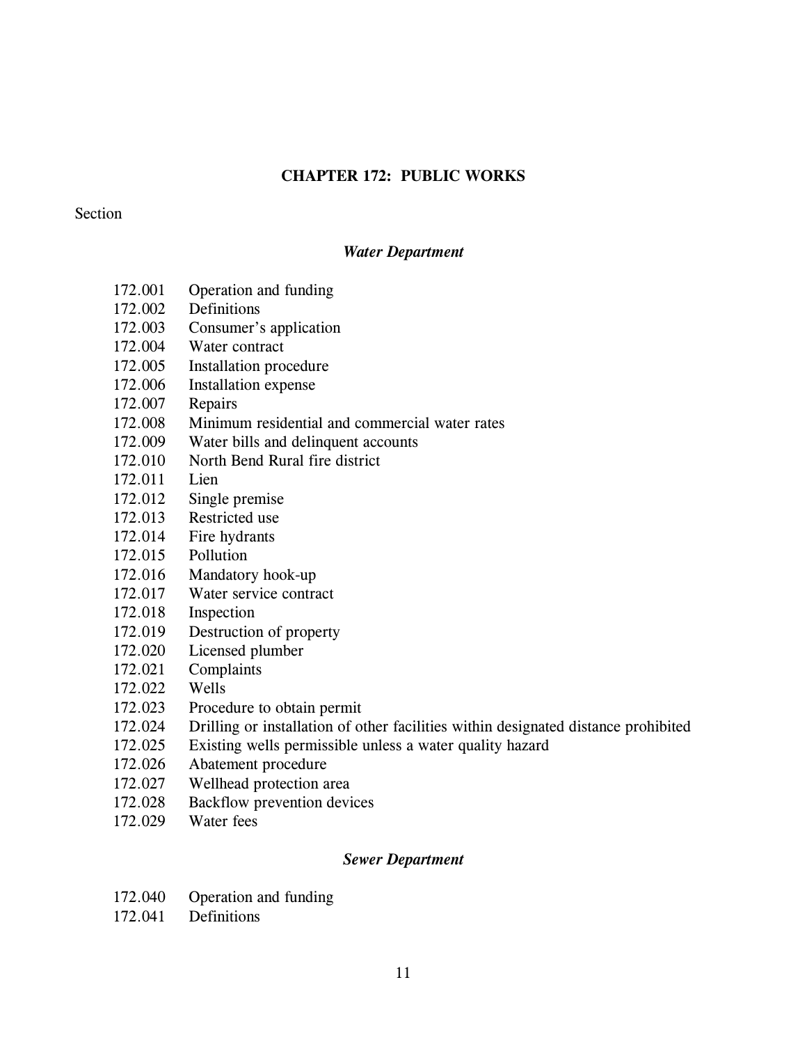# CHAPTER 172: PUBLIC WORKS

Section

### *Water Department*

172.001 Operation and funding
172.002 Definitions
172.003 Consumer's application
172.004 Water contract
172.005 Installation procedure
172.006 Installation expense
172.007 Repairs
172.008 Minimum residential and commercial water rates
172.009 Water bills and delinquent accounts
172.010 North Bend Rural fire district
172.011 Lien
172.012 Single premise
172.013 Restricted use
172.014 Fire hydrants
172.015 Pollution
172.016 Mandatory hook-up
172.017 Water service contract
172.018 Inspection
172.019 Destruction of property
172.020 Licensed plumber
172.021 Complaints
172.022 Wells
172.023 Procedure to obtain permit
172.024 Drilling or installation of other facilities within designated distance prohibited
172.025 Existing wells permissible unless a water quality hazard
172.026 Abatement procedure
172.027 Wellhead protection area
172.028 Backflow prevention devices
172.029 Water fees

### *Sewer Department*

172.040 Operation and funding
172.041 Definitions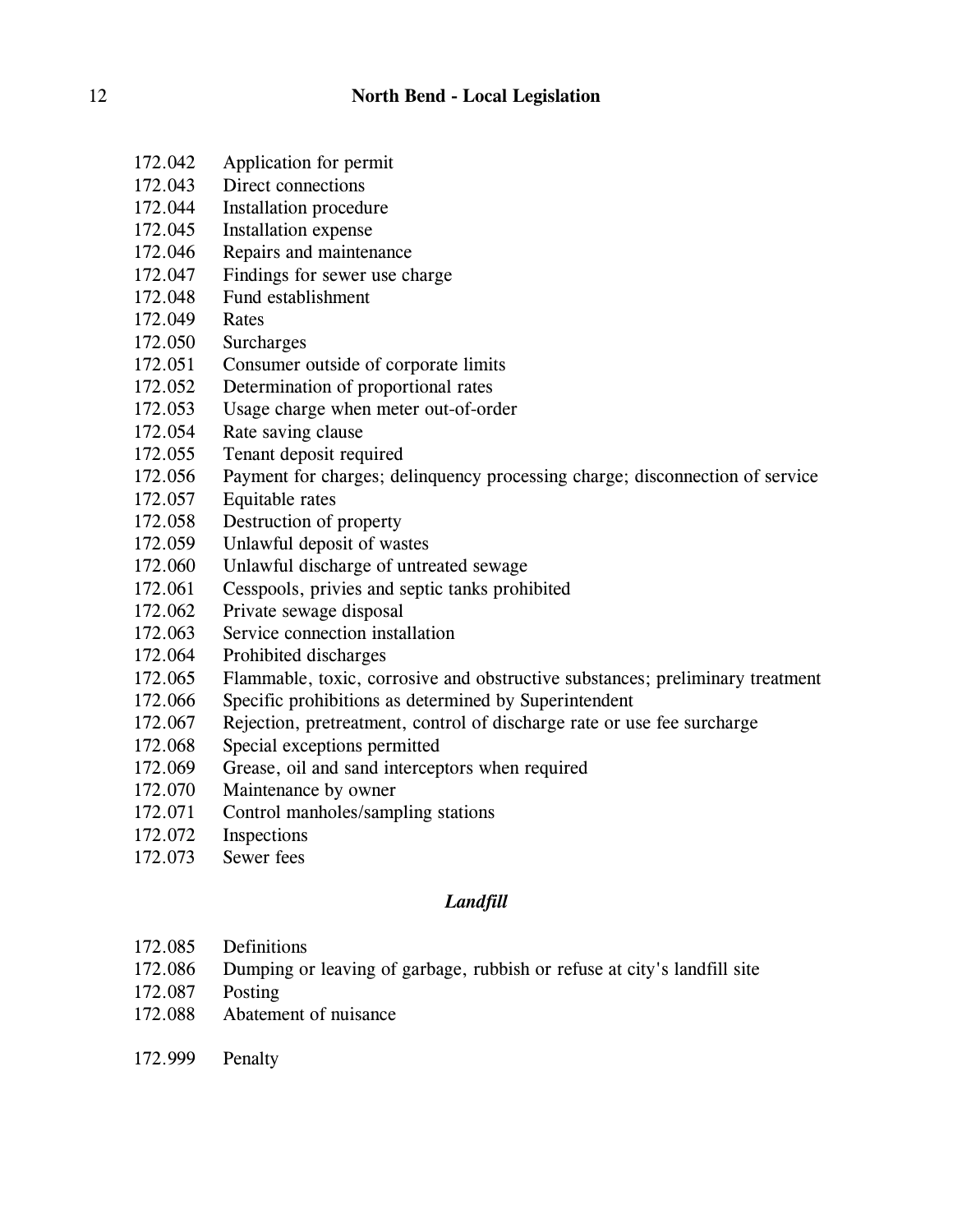172.042 Application for permit
172.043 Direct connections
172.044 Installation procedure
172.045 Installation expense
172.046 Repairs and maintenance
172.047 Findings for sewer use charge
172.048 Fund establishment
172.049 Rates
172.050 Surcharges
172.051 Consumer outside of corporate limits
172.052 Determination of proportional rates
172.053 Usage charge when meter out-of-order
172.054 Rate saving clause
172.055 Tenant deposit required
172.056 Payment for charges; delinquency processing charge; disconnection of service
172.057 Equitable rates
172.058 Destruction of property
172.059 Unlawful deposit of wastes
172.060 Unlawful discharge of untreated sewage
172.061 Cesspools, privies and septic tanks prohibited
172.062 Private sewage disposal
172.063 Service connection installation
172.064 Prohibited discharges
172.065 Flammable, toxic, corrosive and obstructive substances; preliminary treatment
172.066 Specific prohibitions as determined by Superintendent
172.067 Rejection, pretreatment, control of discharge rate or use fee surcharge
172.068 Special exceptions permitted
172.069 Grease, oil and sand interceptors when required
172.070 Maintenance by owner
172.071 Control manholes/sampling stations
172.072 Inspections
172.073 Sewer fees

### *Landfill*

172.085 Definitions
172.086 Dumping or leaving of garbage, rubbish or refuse at city's landfill site
172.087 Posting
172.088 Abatement of nuisance

172.999 Penalty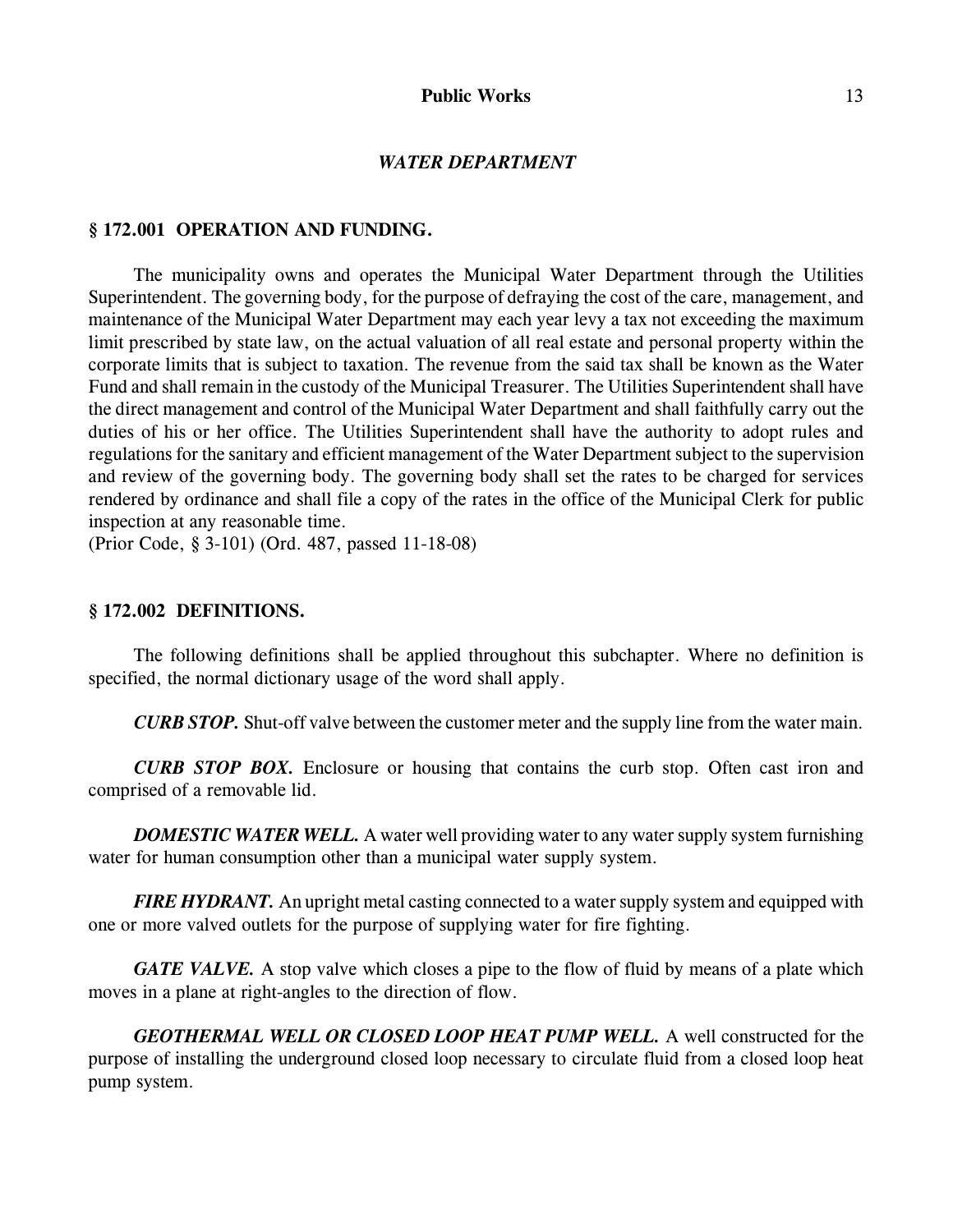## *WATER DEPARTMENT*

### § 172.001 OPERATION AND FUNDING.

The municipality owns and operates the Municipal Water Department through the Utilities Superintendent. The governing body, for the purpose of defraying the cost of the care, management, and maintenance of the Municipal Water Department may each year levy a tax not exceeding the maximum limit prescribed by state law, on the actual valuation of all real estate and personal property within the corporate limits that is subject to taxation. The revenue from the said tax shall be known as the Water Fund and shall remain in the custody of the Municipal Treasurer. The Utilities Superintendent shall have the direct management and control of the Municipal Water Department and shall faithfully carry out the duties of his or her office. The Utilities Superintendent shall have the authority to adopt rules and regulations for the sanitary and efficient management of the Water Department subject to the supervision and review of the governing body. The governing body shall set the rates to be charged for services rendered by ordinance and shall file a copy of the rates in the office of the Municipal Clerk for public inspection at any reasonable time.
(Prior Code, § 3-101) (Ord. 487, passed 11-18-08)

### § 172.002 DEFINITIONS.

The following definitions shall be applied throughout this subchapter. Where no definition is specified, the normal dictionary usage of the word shall apply.

***CURB STOP.*** Shut-off valve between the customer meter and the supply line from the water main.

***CURB STOP BOX.*** Enclosure or housing that contains the curb stop. Often cast iron and comprised of a removable lid.

***DOMESTIC WATER WELL.*** A water well providing water to any water supply system furnishing water for human consumption other than a municipal water supply system.

***FIRE HYDRANT.*** An upright metal casting connected to a water supply system and equipped with one or more valved outlets for the purpose of supplying water for fire fighting.

***GATE VALVE.*** A stop valve which closes a pipe to the flow of fluid by means of a plate which moves in a plane at right-angles to the direction of flow.

***GEOTHERMAL WELL OR CLOSED LOOP HEAT PUMP WELL.*** A well constructed for the purpose of installing the underground closed loop necessary to circulate fluid from a closed loop heat pump system.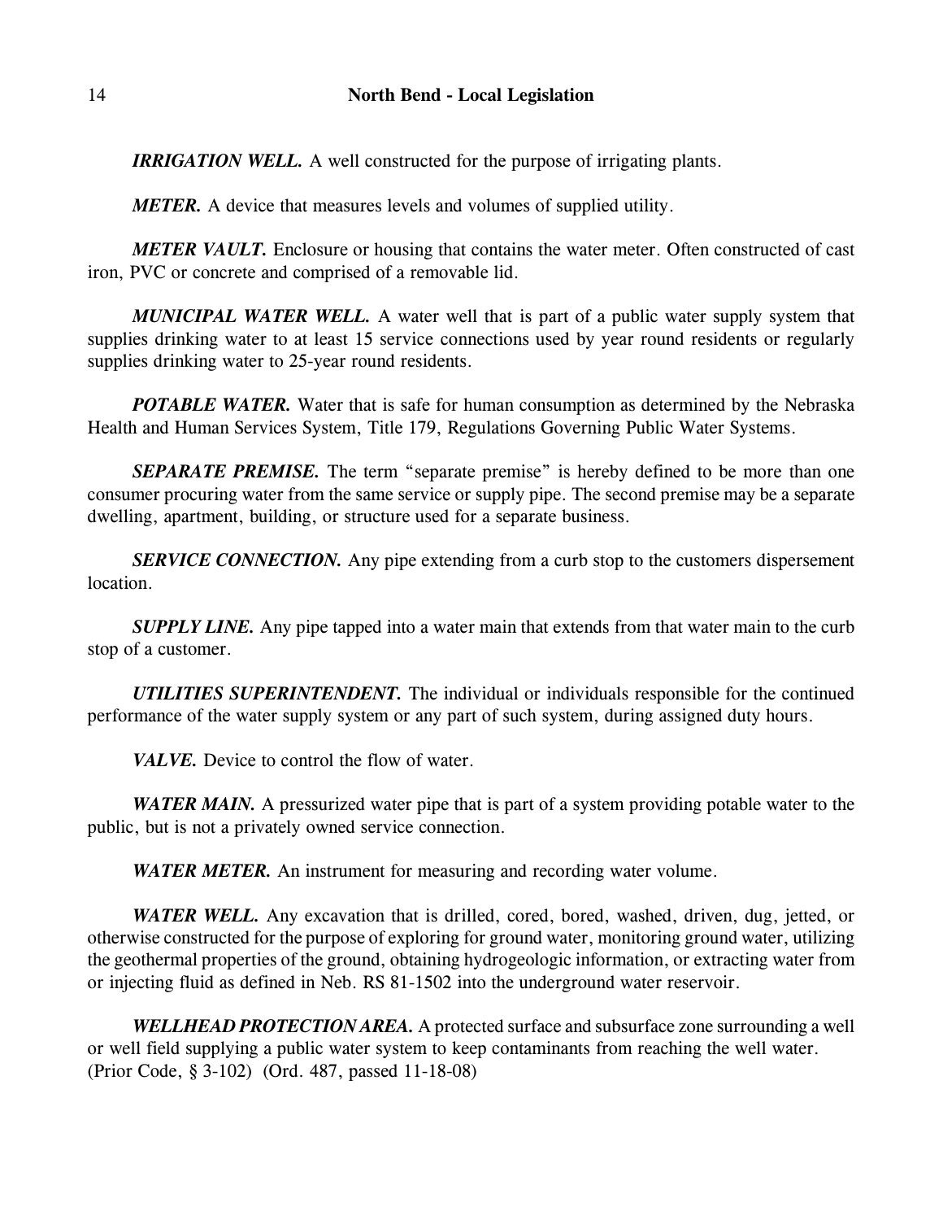***IRRIGATION WELL.*** A well constructed for the purpose of irrigating plants.

***METER.*** A device that measures levels and volumes of supplied utility.

***METER VAULT.*** Enclosure or housing that contains the water meter. Often constructed of cast iron, PVC or concrete and comprised of a removable lid.

***MUNICIPAL WATER WELL.*** A water well that is part of a public water supply system that supplies drinking water to at least 15 service connections used by year round residents or regularly supplies drinking water to 25-year round residents.

***POTABLE WATER.*** Water that is safe for human consumption as determined by the Nebraska Health and Human Services System, Title 179, Regulations Governing Public Water Systems.

***SEPARATE PREMISE.*** The term "separate premise" is hereby defined to be more than one consumer procuring water from the same service or supply pipe. The second premise may be a separate dwelling, apartment, building, or structure used for a separate business.

***SERVICE CONNECTION.*** Any pipe extending from a curb stop to the customers dispersement location.

***SUPPLY LINE.*** Any pipe tapped into a water main that extends from that water main to the curb stop of a customer.

***UTILITIES SUPERINTENDENT.*** The individual or individuals responsible for the continued performance of the water supply system or any part of such system, during assigned duty hours.

***VALVE.*** Device to control the flow of water.

***WATER MAIN.*** A pressurized water pipe that is part of a system providing potable water to the public, but is not a privately owned service connection.

***WATER METER.*** An instrument for measuring and recording water volume.

***WATER WELL.*** Any excavation that is drilled, cored, bored, washed, driven, dug, jetted, or otherwise constructed for the purpose of exploring for ground water, monitoring ground water, utilizing the geothermal properties of the ground, obtaining hydrogeologic information, or extracting water from or injecting fluid as defined in Neb. RS 81-1502 into the underground water reservoir.

***WELLHEAD PROTECTION AREA.*** A protected surface and subsurface zone surrounding a well or well field supplying a public water system to keep contaminants from reaching the well water.
(Prior Code, § 3-102) (Ord. 487, passed 11-18-08)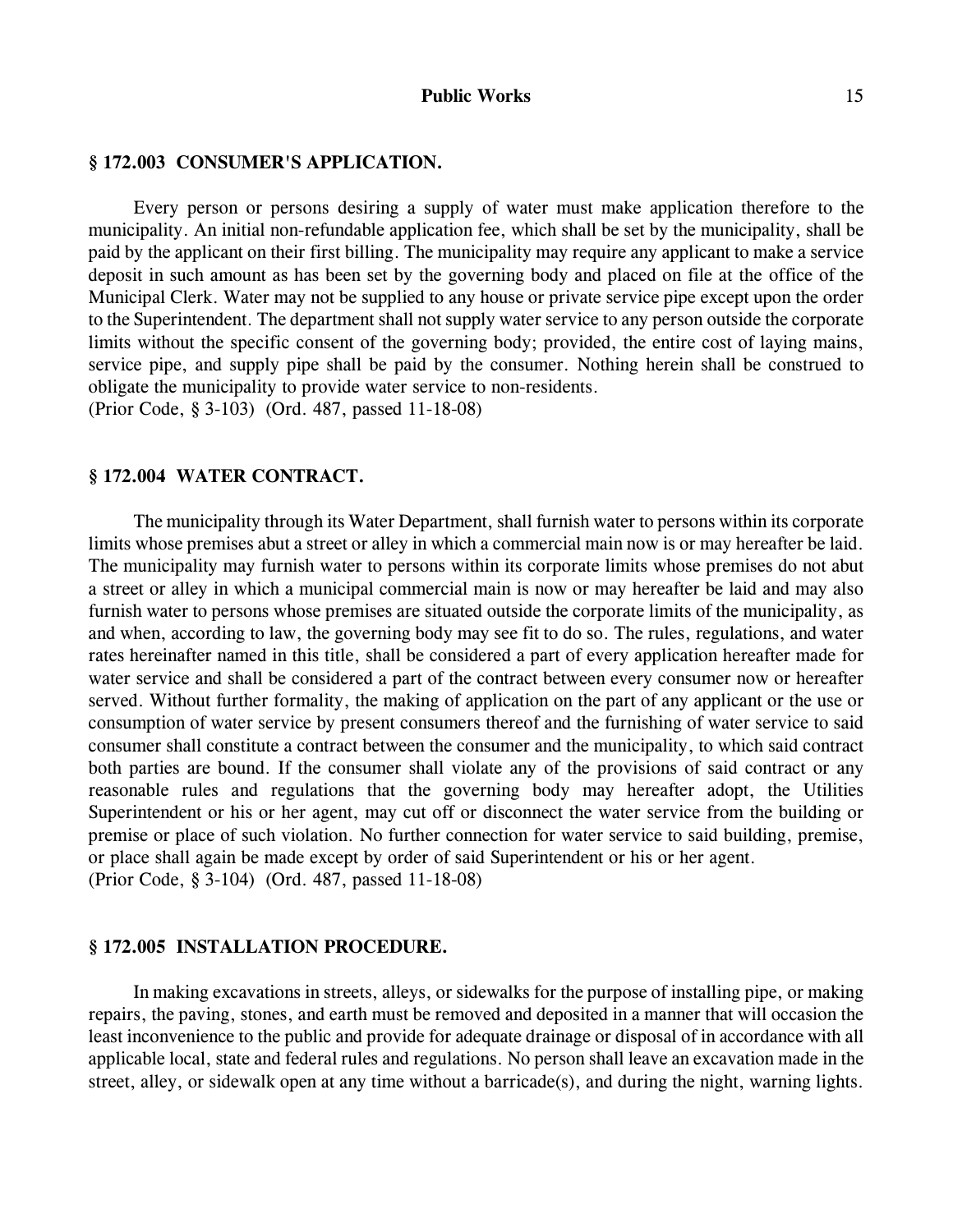### § 172.003 CONSUMER'S APPLICATION.

Every person or persons desiring a supply of water must make application therefore to the municipality. An initial non-refundable application fee, which shall be set by the municipality, shall be paid by the applicant on their first billing. The municipality may require any applicant to make a service deposit in such amount as has been set by the governing body and placed on file at the office of the Municipal Clerk. Water may not be supplied to any house or private service pipe except upon the order to the Superintendent. The department shall not supply water service to any person outside the corporate limits without the specific consent of the governing body; provided, the entire cost of laying mains, service pipe, and supply pipe shall be paid by the consumer. Nothing herein shall be construed to obligate the municipality to provide water service to non-residents.
(Prior Code, § 3-103) (Ord. 487, passed 11-18-08)

### § 172.004 WATER CONTRACT.

The municipality through its Water Department, shall furnish water to persons within its corporate limits whose premises abut a street or alley in which a commercial main now is or may hereafter be laid. The municipality may furnish water to persons within its corporate limits whose premises do not abut a street or alley in which a municipal commercial main is now or may hereafter be laid and may also furnish water to persons whose premises are situated outside the corporate limits of the municipality, as and when, according to law, the governing body may see fit to do so. The rules, regulations, and water rates hereinafter named in this title, shall be considered a part of every application hereafter made for water service and shall be considered a part of the contract between every consumer now or hereafter served. Without further formality, the making of application on the part of any applicant or the use or consumption of water service by present consumers thereof and the furnishing of water service to said consumer shall constitute a contract between the consumer and the municipality, to which said contract both parties are bound. If the consumer shall violate any of the provisions of said contract or any reasonable rules and regulations that the governing body may hereafter adopt, the Utilities Superintendent or his or her agent, may cut off or disconnect the water service from the building or premise or place of such violation. No further connection for water service to said building, premise, or place shall again be made except by order of said Superintendent or his or her agent.
(Prior Code, § 3-104) (Ord. 487, passed 11-18-08)

### § 172.005 INSTALLATION PROCEDURE.

In making excavations in streets, alleys, or sidewalks for the purpose of installing pipe, or making repairs, the paving, stones, and earth must be removed and deposited in a manner that will occasion the least inconvenience to the public and provide for adequate drainage or disposal of in accordance with all applicable local, state and federal rules and regulations. No person shall leave an excavation made in the street, alley, or sidewalk open at any time without a barricade(s), and during the night, warning lights.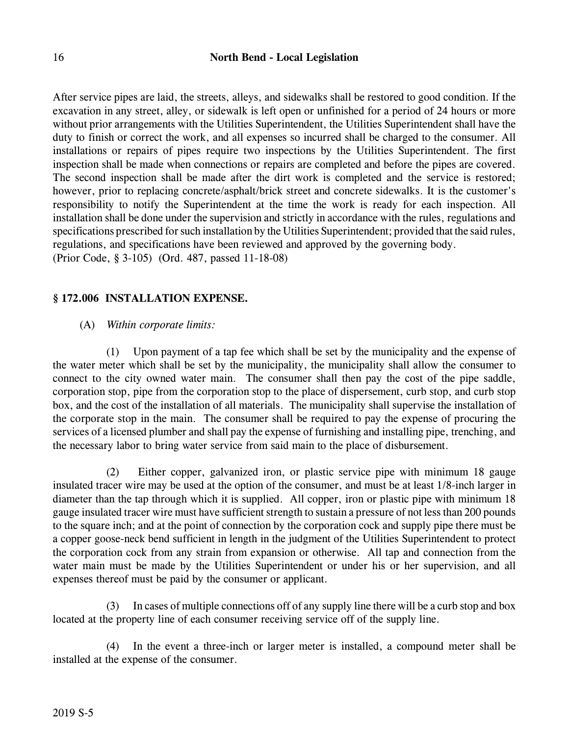After service pipes are laid, the streets, alleys, and sidewalks shall be restored to good condition. If the excavation in any street, alley, or sidewalk is left open or unfinished for a period of 24 hours or more without prior arrangements with the Utilities Superintendent, the Utilities Superintendent shall have the duty to finish or correct the work, and all expenses so incurred shall be charged to the consumer. All installations or repairs of pipes require two inspections by the Utilities Superintendent. The first inspection shall be made when connections or repairs are completed and before the pipes are covered. The second inspection shall be made after the dirt work is completed and the service is restored; however, prior to replacing concrete/asphalt/brick street and concrete sidewalks. It is the customer's responsibility to notify the Superintendent at the time the work is ready for each inspection. All installation shall be done under the supervision and strictly in accordance with the rules, regulations and specifications prescribed for such installation by the Utilities Superintendent; provided that the said rules, regulations, and specifications have been reviewed and approved by the governing body.
(Prior Code, § 3-105) (Ord. 487, passed 11-18-08)

## § 172.006 INSTALLATION EXPENSE.

(A) *Within corporate limits:*

(1) Upon payment of a tap fee which shall be set by the municipality and the expense of the water meter which shall be set by the municipality, the municipality shall allow the consumer to connect to the city owned water main. The consumer shall then pay the cost of the pipe saddle, corporation stop, pipe from the corporation stop to the place of dispersement, curb stop, and curb stop box, and the cost of the installation of all materials. The municipality shall supervise the installation of the corporate stop in the main. The consumer shall be required to pay the expense of procuring the services of a licensed plumber and shall pay the expense of furnishing and installing pipe, trenching, and the necessary labor to bring water service from said main to the place of disbursement.

(2) Either copper, galvanized iron, or plastic service pipe with minimum 18 gauge insulated tracer wire may be used at the option of the consumer, and must be at least 1/8-inch larger in diameter than the tap through which it is supplied. All copper, iron or plastic pipe with minimum 18 gauge insulated tracer wire must have sufficient strength to sustain a pressure of not less than 200 pounds to the square inch; and at the point of connection by the corporation cock and supply pipe there must be a copper goose-neck bend sufficient in length in the judgment of the Utilities Superintendent to protect the corporation cock from any strain from expansion or otherwise. All tap and connection from the water main must be made by the Utilities Superintendent or under his or her supervision, and all expenses thereof must be paid by the consumer or applicant.

(3) In cases of multiple connections off of any supply line there will be a curb stop and box located at the property line of each consumer receiving service off of the supply line.

(4) In the event a three-inch or larger meter is installed, a compound meter shall be installed at the expense of the consumer.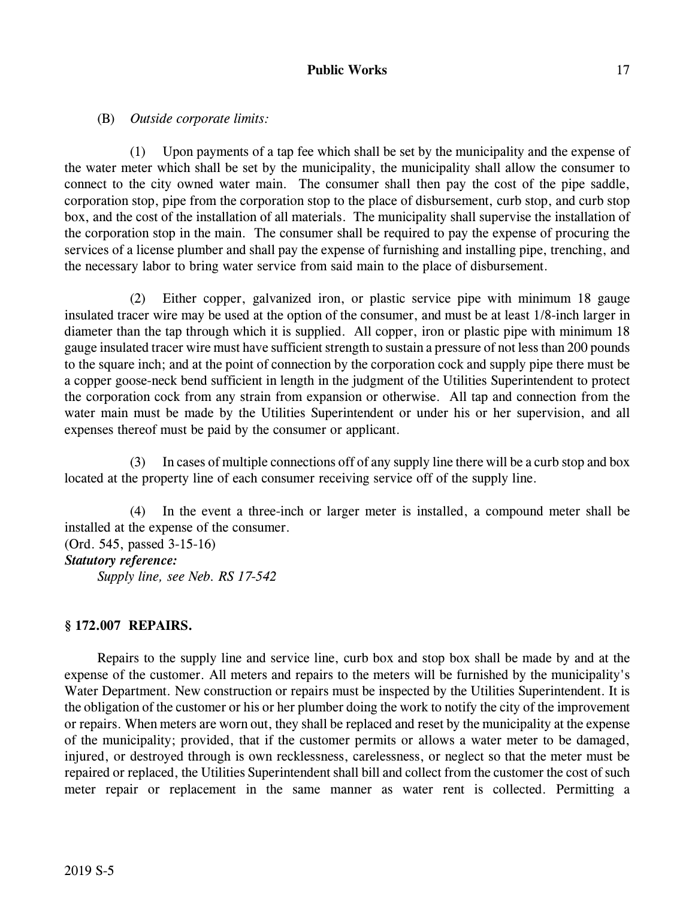(B) *Outside corporate limits:*

(1) Upon payments of a tap fee which shall be set by the municipality and the expense of the water meter which shall be set by the municipality, the municipality shall allow the consumer to connect to the city owned water main. The consumer shall then pay the cost of the pipe saddle, corporation stop, pipe from the corporation stop to the place of disbursement, curb stop, and curb stop box, and the cost of the installation of all materials. The municipality shall supervise the installation of the corporation stop in the main. The consumer shall be required to pay the expense of procuring the services of a license plumber and shall pay the expense of furnishing and installing pipe, trenching, and the necessary labor to bring water service from said main to the place of disbursement.

(2) Either copper, galvanized iron, or plastic service pipe with minimum 18 gauge insulated tracer wire may be used at the option of the consumer, and must be at least 1/8-inch larger in diameter than the tap through which it is supplied. All copper, iron or plastic pipe with minimum 18 gauge insulated tracer wire must have sufficient strength to sustain a pressure of not less than 200 pounds to the square inch; and at the point of connection by the corporation cock and supply pipe there must be a copper goose-neck bend sufficient in length in the judgment of the Utilities Superintendent to protect the corporation cock from any strain from expansion or otherwise. All tap and connection from the water main must be made by the Utilities Superintendent or under his or her supervision, and all expenses thereof must be paid by the consumer or applicant.

(3) In cases of multiple connections off of any supply line there will be a curb stop and box located at the property line of each consumer receiving service off of the supply line.

(4) In the event a three-inch or larger meter is installed, a compound meter shall be installed at the expense of the consumer.

(Ord. 545, passed 3-15-16)

***Statutory reference:***

*Supply line, see Neb. RS 17-542*

**§ 172.007 REPAIRS.**

Repairs to the supply line and service line, curb box and stop box shall be made by and at the expense of the customer. All meters and repairs to the meters will be furnished by the municipality's Water Department. New construction or repairs must be inspected by the Utilities Superintendent. It is the obligation of the customer or his or her plumber doing the work to notify the city of the improvement or repairs. When meters are worn out, they shall be replaced and reset by the municipality at the expense of the municipality; provided, that if the customer permits or allows a water meter to be damaged, injured, or destroyed through is own recklessness, carelessness, or neglect so that the meter must be repaired or replaced, the Utilities Superintendent shall bill and collect from the customer the cost of such meter repair or replacement in the same manner as water rent is collected. Permitting a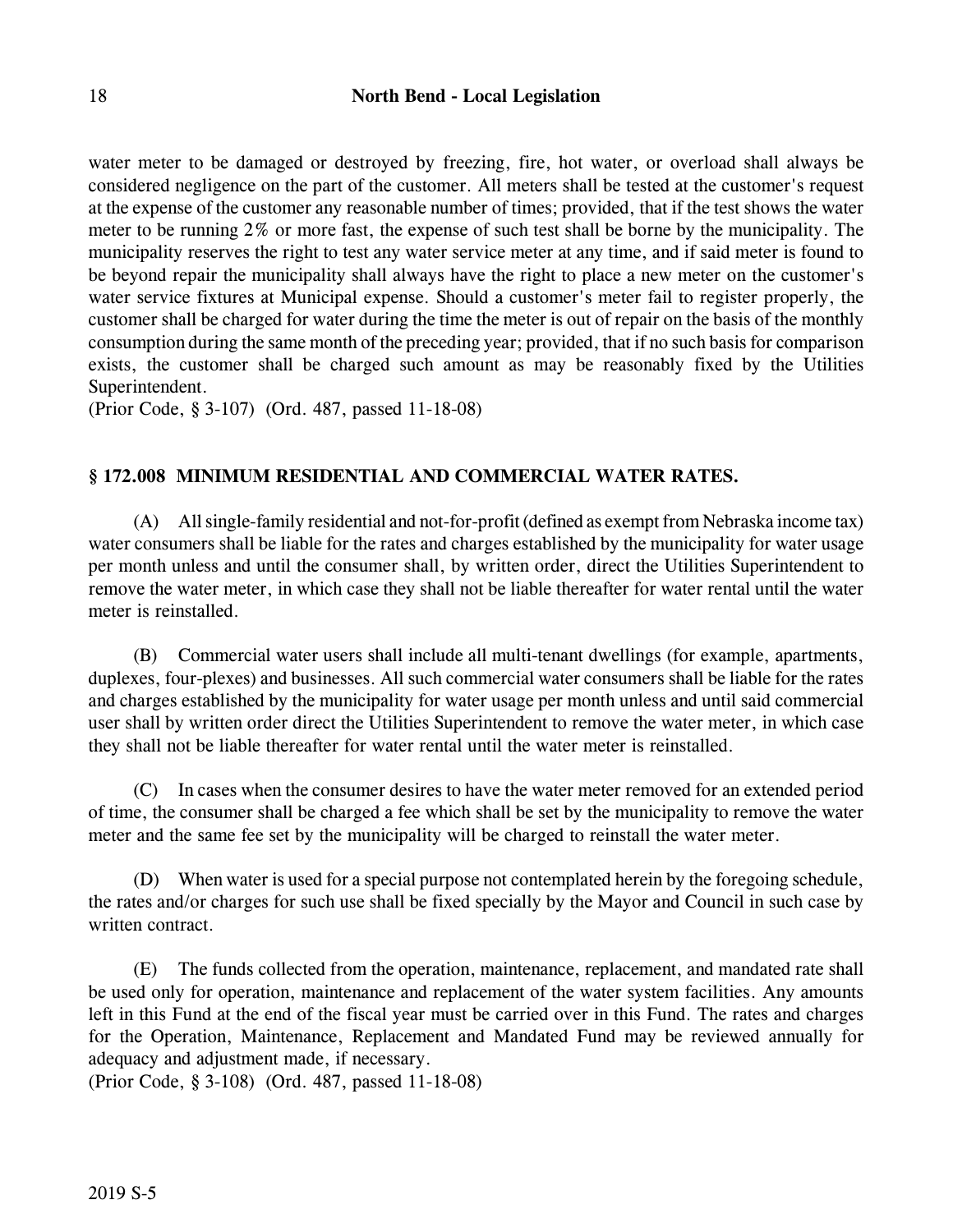water meter to be damaged or destroyed by freezing, fire, hot water, or overload shall always be considered negligence on the part of the customer. All meters shall be tested at the customer's request at the expense of the customer any reasonable number of times; provided, that if the test shows the water meter to be running 2% or more fast, the expense of such test shall be borne by the municipality. The municipality reserves the right to test any water service meter at any time, and if said meter is found to be beyond repair the municipality shall always have the right to place a new meter on the customer's water service fixtures at Municipal expense. Should a customer's meter fail to register properly, the customer shall be charged for water during the time the meter is out of repair on the basis of the monthly consumption during the same month of the preceding year; provided, that if no such basis for comparison exists, the customer shall be charged such amount as may be reasonably fixed by the Utilities Superintendent.
(Prior Code, § 3-107) (Ord. 487, passed 11-18-08)

## § 172.008 MINIMUM RESIDENTIAL AND COMMERCIAL WATER RATES.

(A) All single-family residential and not-for-profit (defined as exempt from Nebraska income tax) water consumers shall be liable for the rates and charges established by the municipality for water usage per month unless and until the consumer shall, by written order, direct the Utilities Superintendent to remove the water meter, in which case they shall not be liable thereafter for water rental until the water meter is reinstalled.

(B) Commercial water users shall include all multi-tenant dwellings (for example, apartments, duplexes, four-plexes) and businesses. All such commercial water consumers shall be liable for the rates and charges established by the municipality for water usage per month unless and until said commercial user shall by written order direct the Utilities Superintendent to remove the water meter, in which case they shall not be liable thereafter for water rental until the water meter is reinstalled.

(C) In cases when the consumer desires to have the water meter removed for an extended period of time, the consumer shall be charged a fee which shall be set by the municipality to remove the water meter and the same fee set by the municipality will be charged to reinstall the water meter.

(D) When water is used for a special purpose not contemplated herein by the foregoing schedule, the rates and/or charges for such use shall be fixed specially by the Mayor and Council in such case by written contract.

(E) The funds collected from the operation, maintenance, replacement, and mandated rate shall be used only for operation, maintenance and replacement of the water system facilities. Any amounts left in this Fund at the end of the fiscal year must be carried over in this Fund. The rates and charges for the Operation, Maintenance, Replacement and Mandated Fund may be reviewed annually for adequacy and adjustment made, if necessary.
(Prior Code, § 3-108) (Ord. 487, passed 11-18-08)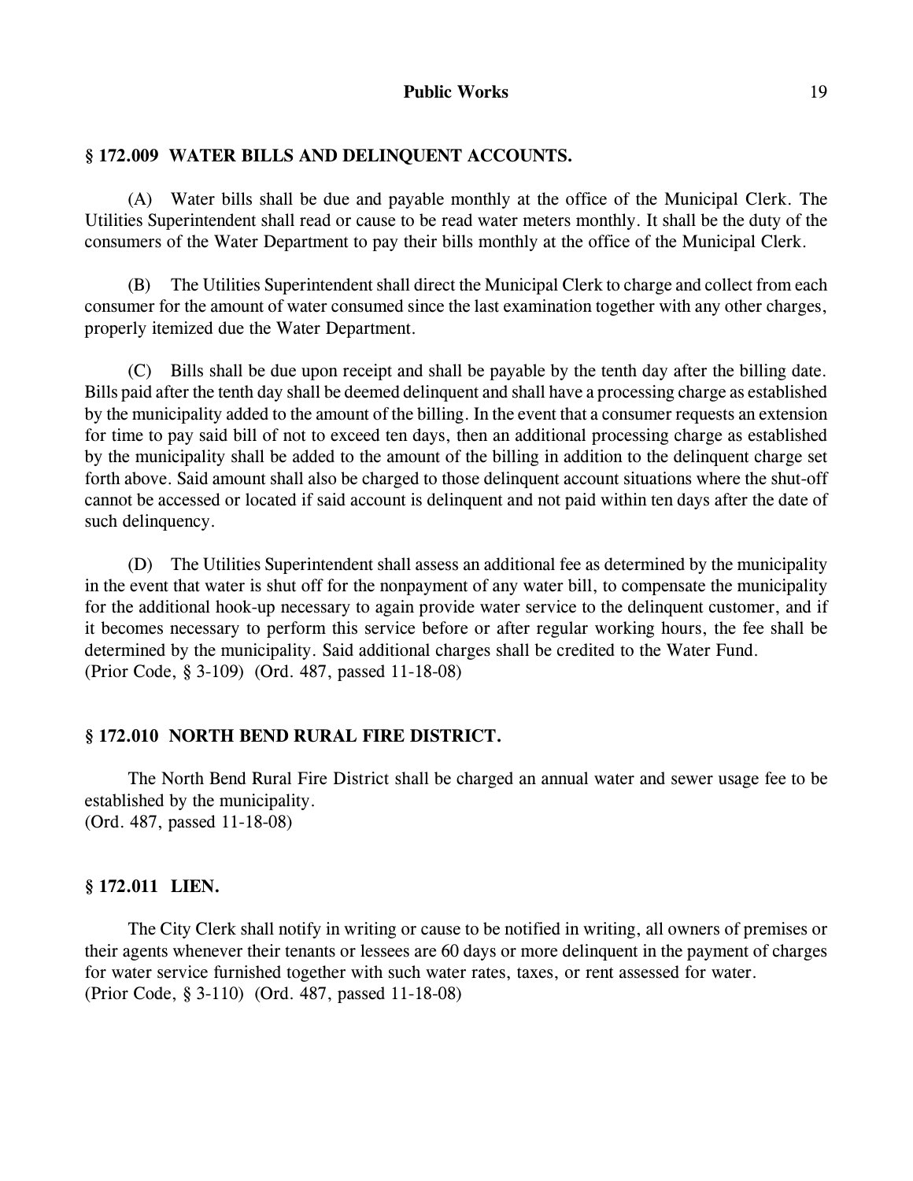### § 172.009 WATER BILLS AND DELINQUENT ACCOUNTS.

(A) Water bills shall be due and payable monthly at the office of the Municipal Clerk. The Utilities Superintendent shall read or cause to be read water meters monthly. It shall be the duty of the consumers of the Water Department to pay their bills monthly at the office of the Municipal Clerk.

(B) The Utilities Superintendent shall direct the Municipal Clerk to charge and collect from each consumer for the amount of water consumed since the last examination together with any other charges, properly itemized due the Water Department.

(C) Bills shall be due upon receipt and shall be payable by the tenth day after the billing date. Bills paid after the tenth day shall be deemed delinquent and shall have a processing charge as established by the municipality added to the amount of the billing. In the event that a consumer requests an extension for time to pay said bill of not to exceed ten days, then an additional processing charge as established by the municipality shall be added to the amount of the billing in addition to the delinquent charge set forth above. Said amount shall also be charged to those delinquent account situations where the shut-off cannot be accessed or located if said account is delinquent and not paid within ten days after the date of such delinquency.

(D) The Utilities Superintendent shall assess an additional fee as determined by the municipality in the event that water is shut off for the nonpayment of any water bill, to compensate the municipality for the additional hook-up necessary to again provide water service to the delinquent customer, and if it becomes necessary to perform this service before or after regular working hours, the fee shall be determined by the municipality. Said additional charges shall be credited to the Water Fund.
(Prior Code, § 3-109) (Ord. 487, passed 11-18-08)

### § 172.010 NORTH BEND RURAL FIRE DISTRICT.

The North Bend Rural Fire District shall be charged an annual water and sewer usage fee to be established by the municipality.
(Ord. 487, passed 11-18-08)

### § 172.011 LIEN.

The City Clerk shall notify in writing or cause to be notified in writing, all owners of premises or their agents whenever their tenants or lessees are 60 days or more delinquent in the payment of charges for water service furnished together with such water rates, taxes, or rent assessed for water.
(Prior Code, § 3-110) (Ord. 487, passed 11-18-08)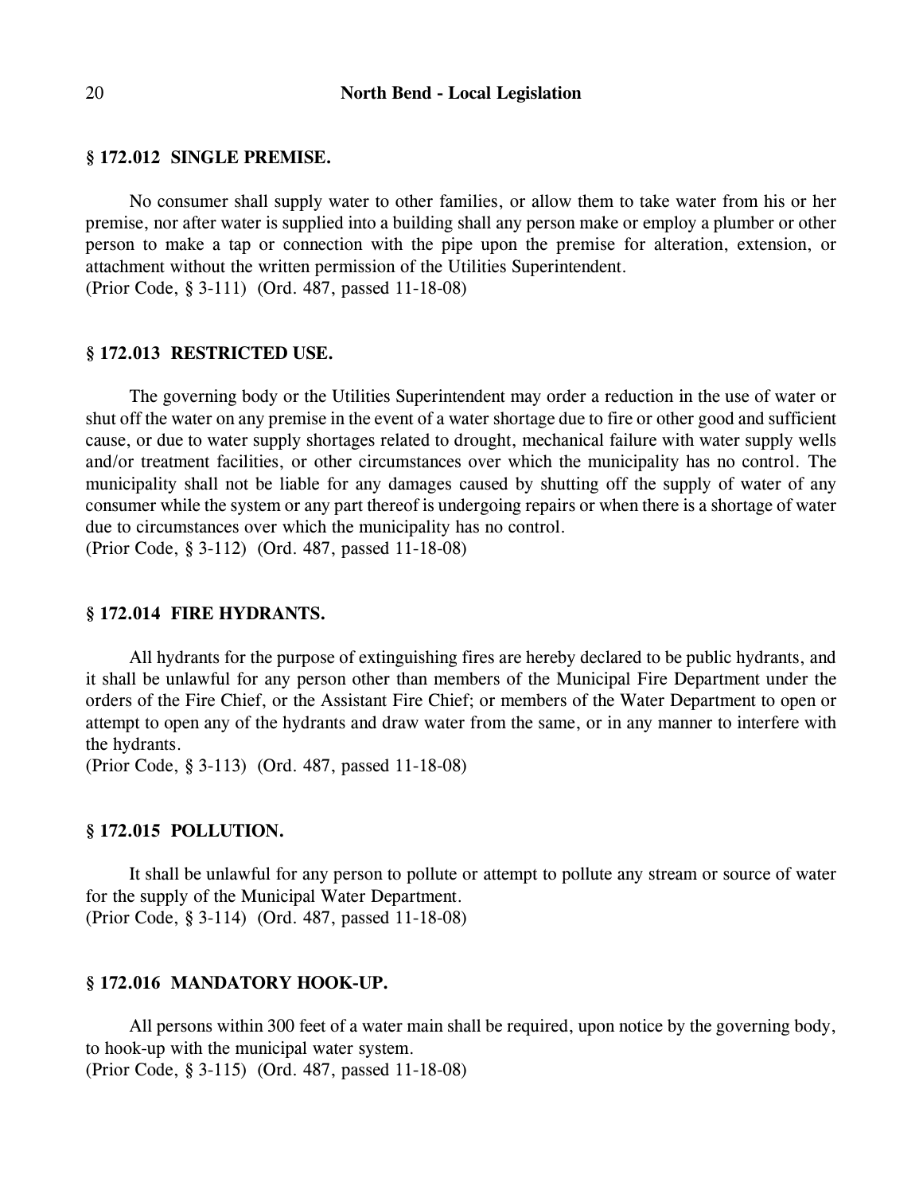### § 172.012 SINGLE PREMISE.

No consumer shall supply water to other families, or allow them to take water from his or her premise, nor after water is supplied into a building shall any person make or employ a plumber or other person to make a tap or connection with the pipe upon the premise for alteration, extension, or attachment without the written permission of the Utilities Superintendent.
(Prior Code, § 3-111) (Ord. 487, passed 11-18-08)

### § 172.013 RESTRICTED USE.

The governing body or the Utilities Superintendent may order a reduction in the use of water or shut off the water on any premise in the event of a water shortage due to fire or other good and sufficient cause, or due to water supply shortages related to drought, mechanical failure with water supply wells and/or treatment facilities, or other circumstances over which the municipality has no control. The municipality shall not be liable for any damages caused by shutting off the supply of water of any consumer while the system or any part thereof is undergoing repairs or when there is a shortage of water due to circumstances over which the municipality has no control.
(Prior Code, § 3-112) (Ord. 487, passed 11-18-08)

### § 172.014 FIRE HYDRANTS.

All hydrants for the purpose of extinguishing fires are hereby declared to be public hydrants, and it shall be unlawful for any person other than members of the Municipal Fire Department under the orders of the Fire Chief, or the Assistant Fire Chief; or members of the Water Department to open or attempt to open any of the hydrants and draw water from the same, or in any manner to interfere with the hydrants.
(Prior Code, § 3-113) (Ord. 487, passed 11-18-08)

### § 172.015 POLLUTION.

It shall be unlawful for any person to pollute or attempt to pollute any stream or source of water for the supply of the Municipal Water Department.
(Prior Code, § 3-114) (Ord. 487, passed 11-18-08)

### § 172.016 MANDATORY HOOK-UP.

All persons within 300 feet of a water main shall be required, upon notice by the governing body, to hook-up with the municipal water system.
(Prior Code, § 3-115) (Ord. 487, passed 11-18-08)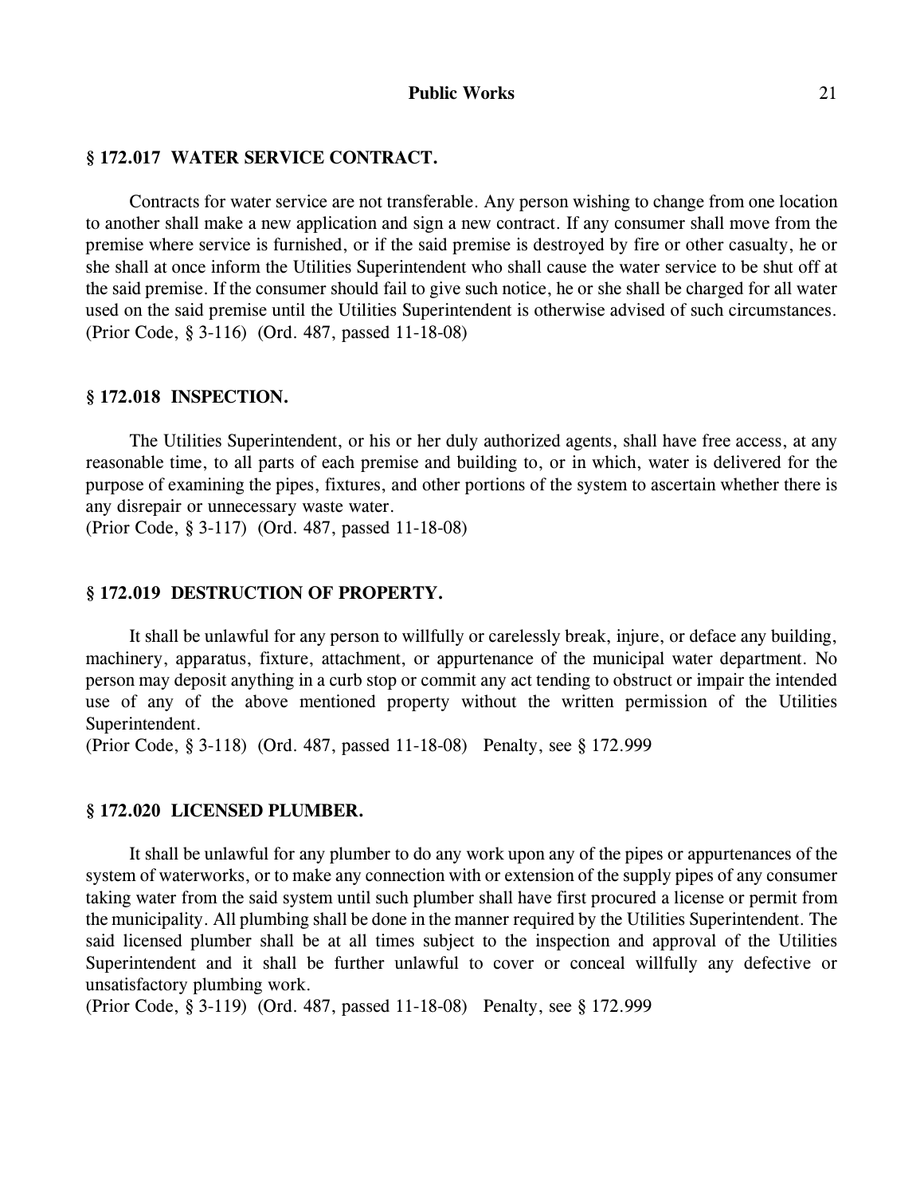### § 172.017 WATER SERVICE CONTRACT.

Contracts for water service are not transferable. Any person wishing to change from one location to another shall make a new application and sign a new contract. If any consumer shall move from the premise where service is furnished, or if the said premise is destroyed by fire or other casualty, he or she shall at once inform the Utilities Superintendent who shall cause the water service to be shut off at the said premise. If the consumer should fail to give such notice, he or she shall be charged for all water used on the said premise until the Utilities Superintendent is otherwise advised of such circumstances.
(Prior Code, § 3-116) (Ord. 487, passed 11-18-08)

### § 172.018 INSPECTION.

The Utilities Superintendent, or his or her duly authorized agents, shall have free access, at any reasonable time, to all parts of each premise and building to, or in which, water is delivered for the purpose of examining the pipes, fixtures, and other portions of the system to ascertain whether there is any disrepair or unnecessary waste water.
(Prior Code, § 3-117) (Ord. 487, passed 11-18-08)

### § 172.019 DESTRUCTION OF PROPERTY.

It shall be unlawful for any person to willfully or carelessly break, injure, or deface any building, machinery, apparatus, fixture, attachment, or appurtenance of the municipal water department. No person may deposit anything in a curb stop or commit any act tending to obstruct or impair the intended use of any of the above mentioned property without the written permission of the Utilities Superintendent.
(Prior Code, § 3-118) (Ord. 487, passed 11-18-08) Penalty, see § 172.999

### § 172.020 LICENSED PLUMBER.

It shall be unlawful for any plumber to do any work upon any of the pipes or appurtenances of the system of waterworks, or to make any connection with or extension of the supply pipes of any consumer taking water from the said system until such plumber shall have first procured a license or permit from the municipality. All plumbing shall be done in the manner required by the Utilities Superintendent. The said licensed plumber shall be at all times subject to the inspection and approval of the Utilities Superintendent and it shall be further unlawful to cover or conceal willfully any defective or unsatisfactory plumbing work.
(Prior Code, § 3-119) (Ord. 487, passed 11-18-08) Penalty, see § 172.999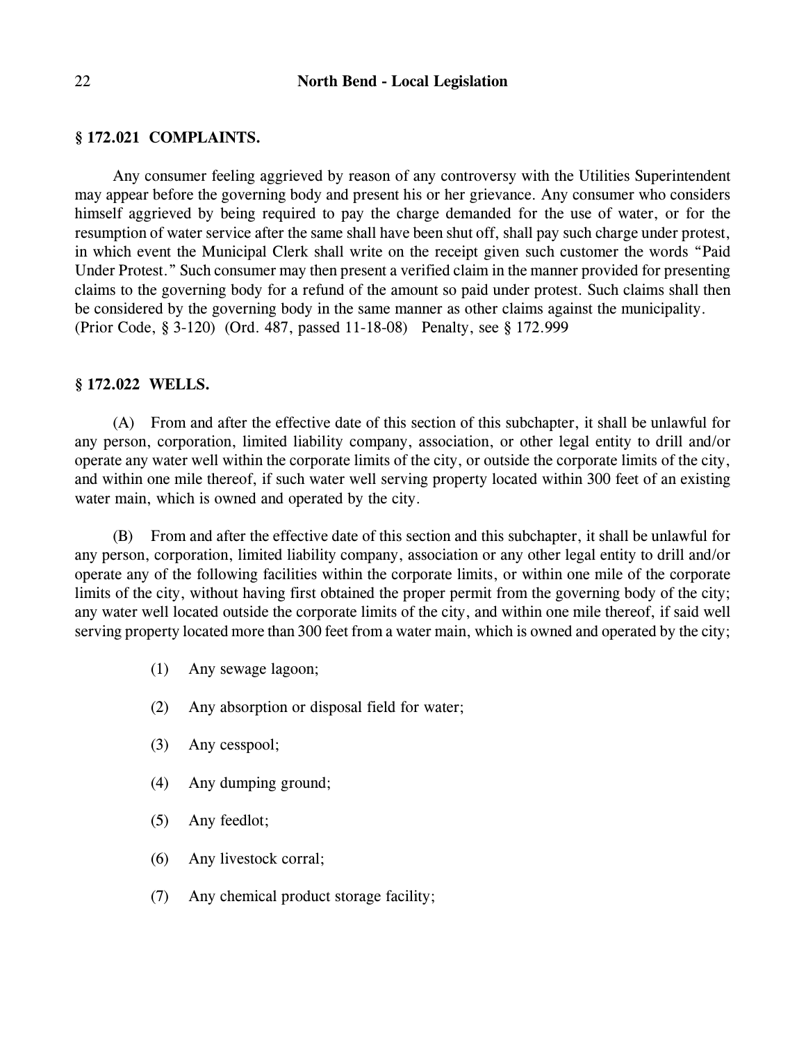## § 172.021 COMPLAINTS.

Any consumer feeling aggrieved by reason of any controversy with the Utilities Superintendent may appear before the governing body and present his or her grievance. Any consumer who considers himself aggrieved by being required to pay the charge demanded for the use of water, or for the resumption of water service after the same shall have been shut off, shall pay such charge under protest, in which event the Municipal Clerk shall write on the receipt given such customer the words "Paid Under Protest." Such consumer may then present a verified claim in the manner provided for presenting claims to the governing body for a refund of the amount so paid under protest. Such claims shall then be considered by the governing body in the same manner as other claims against the municipality.
(Prior Code, § 3-120) (Ord. 487, passed 11-18-08) Penalty, see § 172.999

## § 172.022 WELLS.

(A) From and after the effective date of this section of this subchapter, it shall be unlawful for any person, corporation, limited liability company, association, or other legal entity to drill and/or operate any water well within the corporate limits of the city, or outside the corporate limits of the city, and within one mile thereof, if such water well serving property located within 300 feet of an existing water main, which is owned and operated by the city.

(B) From and after the effective date of this section and this subchapter, it shall be unlawful for any person, corporation, limited liability company, association or any other legal entity to drill and/or operate any of the following facilities within the corporate limits, or within one mile of the corporate limits of the city, without having first obtained the proper permit from the governing body of the city; any water well located outside the corporate limits of the city, and within one mile thereof, if said well serving property located more than 300 feet from a water main, which is owned and operated by the city;

(1) Any sewage lagoon;

(2) Any absorption or disposal field for water;

(3) Any cesspool;

(4) Any dumping ground;

(5) Any feedlot;

(6) Any livestock corral;

(7) Any chemical product storage facility;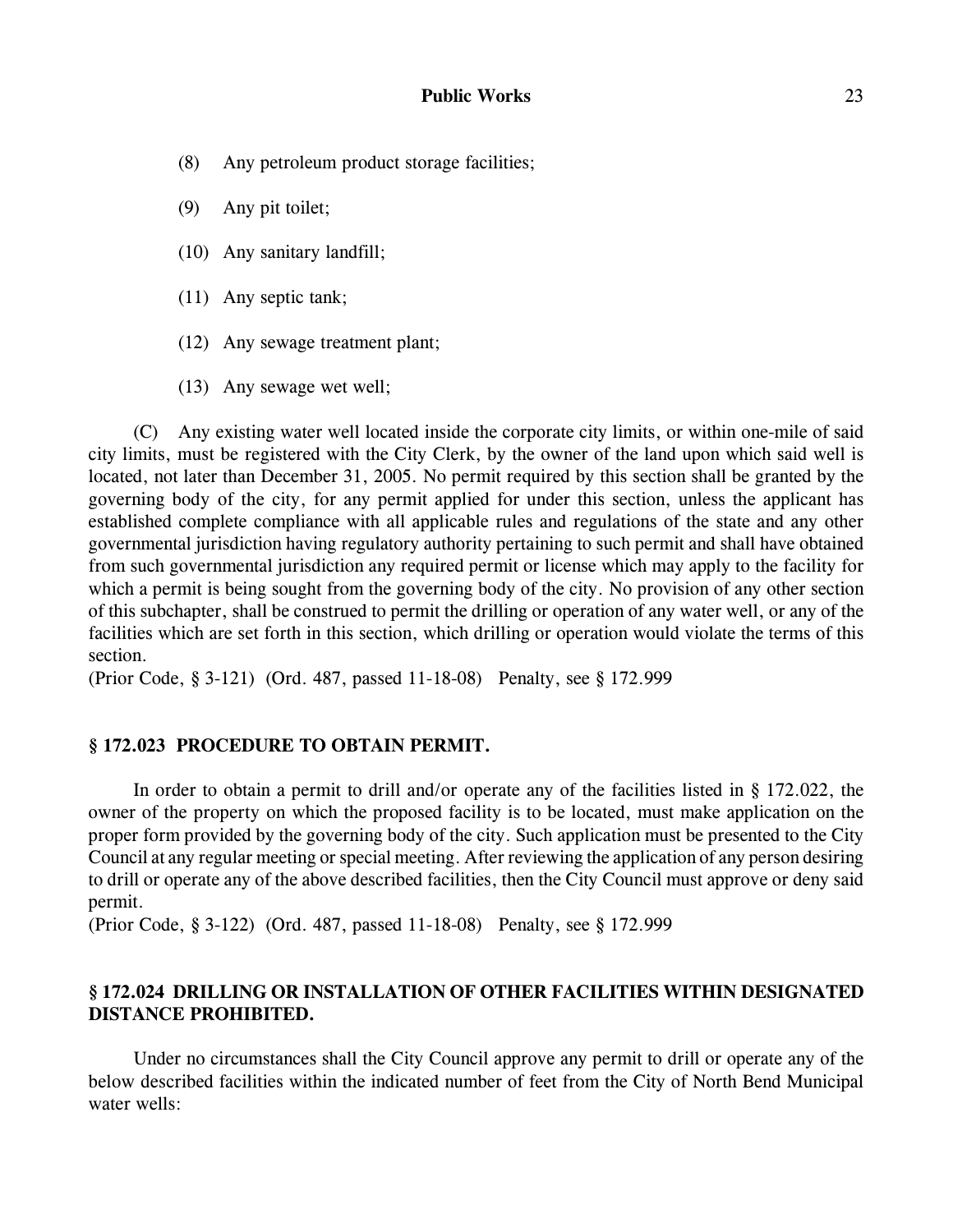(8) Any petroleum product storage facilities;

(9) Any pit toilet;

(10) Any sanitary landfill;

(11) Any septic tank;

(12) Any sewage treatment plant;

(13) Any sewage wet well;

(C) Any existing water well located inside the corporate city limits, or within one-mile of said city limits, must be registered with the City Clerk, by the owner of the land upon which said well is located, not later than December 31, 2005. No permit required by this section shall be granted by the governing body of the city, for any permit applied for under this section, unless the applicant has established complete compliance with all applicable rules and regulations of the state and any other governmental jurisdiction having regulatory authority pertaining to such permit and shall have obtained from such governmental jurisdiction any required permit or license which may apply to the facility for which a permit is being sought from the governing body of the city. No provision of any other section of this subchapter, shall be construed to permit the drilling or operation of any water well, or any of the facilities which are set forth in this section, which drilling or operation would violate the terms of this section.
(Prior Code, § 3-121) (Ord. 487, passed 11-18-08) Penalty, see § 172.999

### § 172.023 PROCEDURE TO OBTAIN PERMIT.

In order to obtain a permit to drill and/or operate any of the facilities listed in § 172.022, the owner of the property on which the proposed facility is to be located, must make application on the proper form provided by the governing body of the city. Such application must be presented to the City Council at any regular meeting or special meeting. After reviewing the application of any person desiring to drill or operate any of the above described facilities, then the City Council must approve or deny said permit.
(Prior Code, § 3-122) (Ord. 487, passed 11-18-08) Penalty, see § 172.999

### § 172.024 DRILLING OR INSTALLATION OF OTHER FACILITIES WITHIN DESIGNATED DISTANCE PROHIBITED.

Under no circumstances shall the City Council approve any permit to drill or operate any of the below described facilities within the indicated number of feet from the City of North Bend Municipal water wells: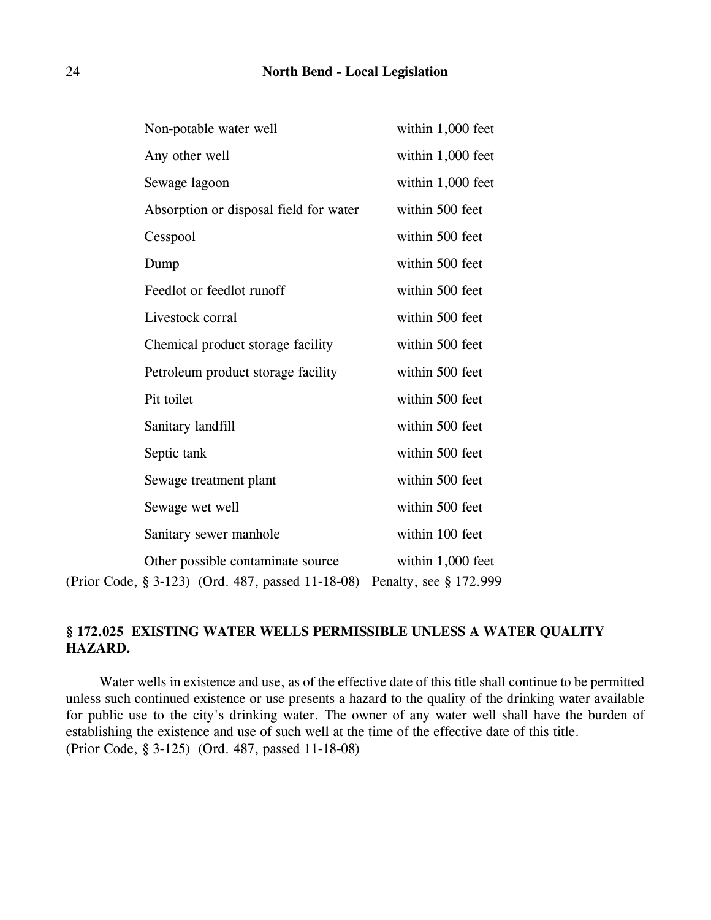| | |
|---|---|
| Non-potable water well | within 1,000 feet |
| Any other well | within 1,000 feet |
| Sewage lagoon | within 1,000 feet |
| Absorption or disposal field for water | within 500 feet |
| Cesspool | within 500 feet |
| Dump | within 500 feet |
| Feedlot or feedlot runoff | within 500 feet |
| Livestock corral | within 500 feet |
| Chemical product storage facility | within 500 feet |
| Petroleum product storage facility | within 500 feet |
| Pit toilet | within 500 feet |
| Sanitary landfill | within 500 feet |
| Septic tank | within 500 feet |
| Sewage treatment plant | within 500 feet |
| Sewage wet well | within 500 feet |
| Sanitary sewer manhole | within 100 feet |
| Other possible contaminate source | within 1,000 feet |

(Prior Code, § 3-123) (Ord. 487, passed 11-18-08) Penalty, see § 172.999

**§ 172.025 EXISTING WATER WELLS PERMISSIBLE UNLESS A WATER QUALITY HAZARD.**

Water wells in existence and use, as of the effective date of this title shall continue to be permitted unless such continued existence or use presents a hazard to the quality of the drinking water available for public use to the city's drinking water. The owner of any water well shall have the burden of establishing the existence and use of such well at the time of the effective date of this title.
(Prior Code, § 3-125) (Ord. 487, passed 11-18-08)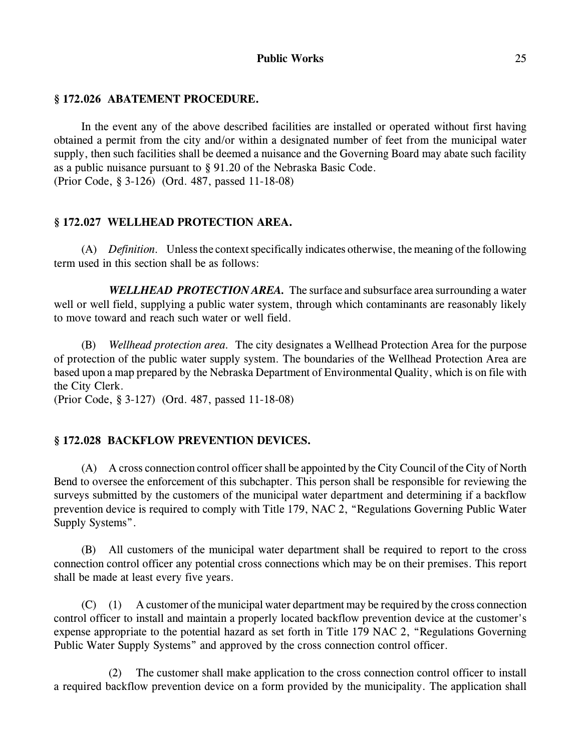### § 172.026 ABATEMENT PROCEDURE.

In the event any of the above described facilities are installed or operated without first having obtained a permit from the city and/or within a designated number of feet from the municipal water supply, then such facilities shall be deemed a nuisance and the Governing Board may abate such facility as a public nuisance pursuant to § 91.20 of the Nebraska Basic Code.
(Prior Code, § 3-126) (Ord. 487, passed 11-18-08)

### § 172.027 WELLHEAD PROTECTION AREA.

(A) *Definition.* Unless the context specifically indicates otherwise, the meaning of the following term used in this section shall be as follows:

***WELLHEAD PROTECTION AREA.*** The surface and subsurface area surrounding a water well or well field, supplying a public water system, through which contaminants are reasonably likely to move toward and reach such water or well field.

(B) *Wellhead protection area.* The city designates a Wellhead Protection Area for the purpose of protection of the public water supply system. The boundaries of the Wellhead Protection Area are based upon a map prepared by the Nebraska Department of Environmental Quality, which is on file with the City Clerk.
(Prior Code, § 3-127) (Ord. 487, passed 11-18-08)

### § 172.028 BACKFLOW PREVENTION DEVICES.

(A) A cross connection control officer shall be appointed by the City Council of the City of North Bend to oversee the enforcement of this subchapter. This person shall be responsible for reviewing the surveys submitted by the customers of the municipal water department and determining if a backflow prevention device is required to comply with Title 179, NAC 2, "Regulations Governing Public Water Supply Systems".

(B) All customers of the municipal water department shall be required to report to the cross connection control officer any potential cross connections which may be on their premises. This report shall be made at least every five years.

(C) (1) A customer of the municipal water department may be required by the cross connection control officer to install and maintain a properly located backflow prevention device at the customer's expense appropriate to the potential hazard as set forth in Title 179 NAC 2, "Regulations Governing Public Water Supply Systems" and approved by the cross connection control officer.

(2) The customer shall make application to the cross connection control officer to install a required backflow prevention device on a form provided by the municipality. The application shall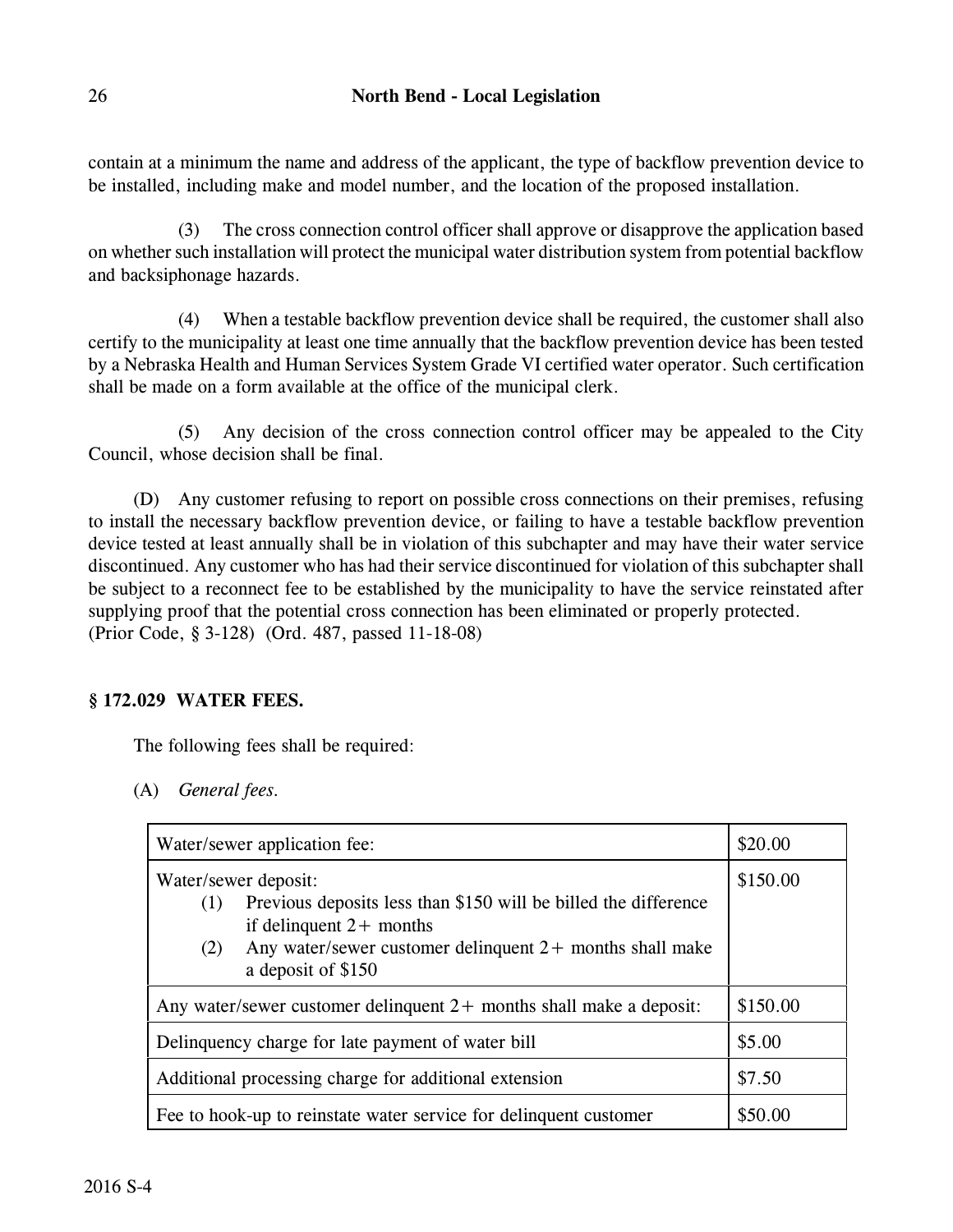contain at a minimum the name and address of the applicant, the type of backflow prevention device to be installed, including make and model number, and the location of the proposed installation.

(3) The cross connection control officer shall approve or disapprove the application based on whether such installation will protect the municipal water distribution system from potential backflow and backsiphonage hazards.

(4) When a testable backflow prevention device shall be required, the customer shall also certify to the municipality at least one time annually that the backflow prevention device has been tested by a Nebraska Health and Human Services System Grade VI certified water operator. Such certification shall be made on a form available at the office of the municipal clerk.

(5) Any decision of the cross connection control officer may be appealed to the City Council, whose decision shall be final.

(D) Any customer refusing to report on possible cross connections on their premises, refusing to install the necessary backflow prevention device, or failing to have a testable backflow prevention device tested at least annually shall be in violation of this subchapter and may have their water service discontinued. Any customer who has had their service discontinued for violation of this subchapter shall be subject to a reconnect fee to be established by the municipality to have the service reinstated after supplying proof that the potential cross connection has been eliminated or properly protected.
(Prior Code, § 3-128) (Ord. 487, passed 11-18-08)

### § 172.029 WATER FEES.

The following fees shall be required:

(A) *General fees.*

| | |
|---|---|
| Water/sewer application fee: | $20.00 |
| Water/sewer deposit:<br>(1) Previous deposits less than $150 will be billed the difference if delinquent 2+ months<br>(2) Any water/sewer customer delinquent 2+ months shall make a deposit of $150 | $150.00 |
| Any water/sewer customer delinquent 2+ months shall make a deposit: | $150.00 |
| Delinquency charge for late payment of water bill | $5.00 |
| Additional processing charge for additional extension | $7.50 |
| Fee to hook-up to reinstate water service for delinquent customer | $50.00 |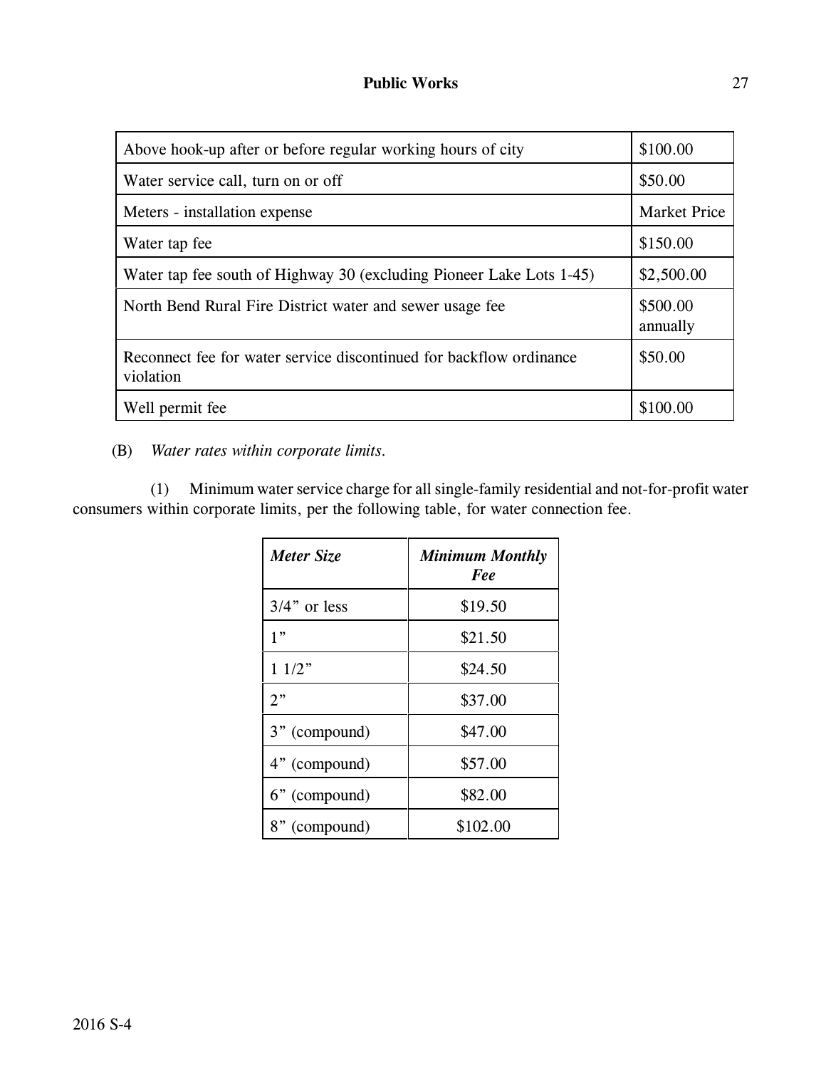| | |
|---|---|
| Above hook-up after or before regular working hours of city | $100.00 |
| Water service call, turn on or off | $50.00 |
| Meters - installation expense | Market Price |
| Water tap fee | $150.00 |
| Water tap fee south of Highway 30 (excluding Pioneer Lake Lots 1-45) | $2,500.00 |
| North Bend Rural Fire District water and sewer usage fee | $500.00 annually |
| Reconnect fee for water service discontinued for backflow ordinance violation | $50.00 |
| Well permit fee | $100.00 |

(B) *Water rates within corporate limits.*

(1) Minimum water service charge for all single-family residential and not-for-profit water consumers within corporate limits, per the following table, for water connection fee.

| *Meter Size* | *Minimum Monthly Fee* |
|---|---|
| 3/4” or less | $19.50 |
| 1” | $21.50 |
| 1 1/2” | $24.50 |
| 2” | $37.00 |
| 3” (compound) | $47.00 |
| 4” (compound) | $57.00 |
| 6” (compound) | $82.00 |
| 8” (compound) | $102.00 |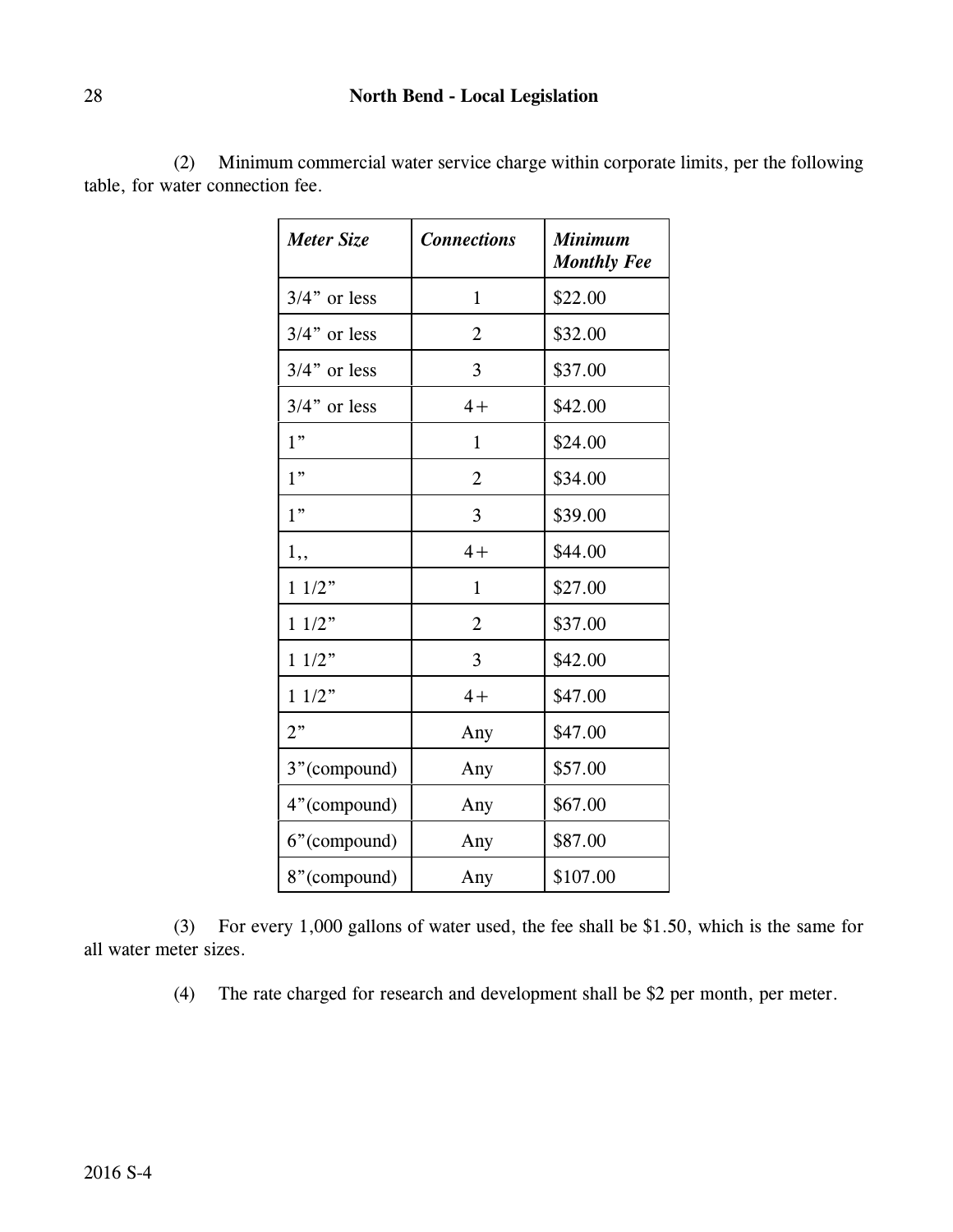(2) Minimum commercial water service charge within corporate limits, per the following table, for water connection fee.

| *Meter Size* | *Connections* | *Minimum Monthly Fee* |
|---|---|---|
| 3/4” or less | 1 | $22.00 |
| 3/4” or less | 2 | $32.00 |
| 3/4” or less | 3 | $37.00 |
| 3/4” or less | 4+ | $42.00 |
| 1” | 1 | $24.00 |
| 1” | 2 | $34.00 |
| 1” | 3 | $39.00 |
| 1,, | 4+ | $44.00 |
| 1 1/2” | 1 | $27.00 |
| 1 1/2” | 2 | $37.00 |
| 1 1/2” | 3 | $42.00 |
| 1 1/2” | 4+ | $47.00 |
| 2” | Any | $47.00 |
| 3”(compound) | Any | $57.00 |
| 4”(compound) | Any | $67.00 |
| 6”(compound) | Any | $87.00 |
| 8”(compound) | Any | $107.00 |

(3) For every 1,000 gallons of water used, the fee shall be $1.50, which is the same for all water meter sizes.

(4) The rate charged for research and development shall be $2 per month, per meter.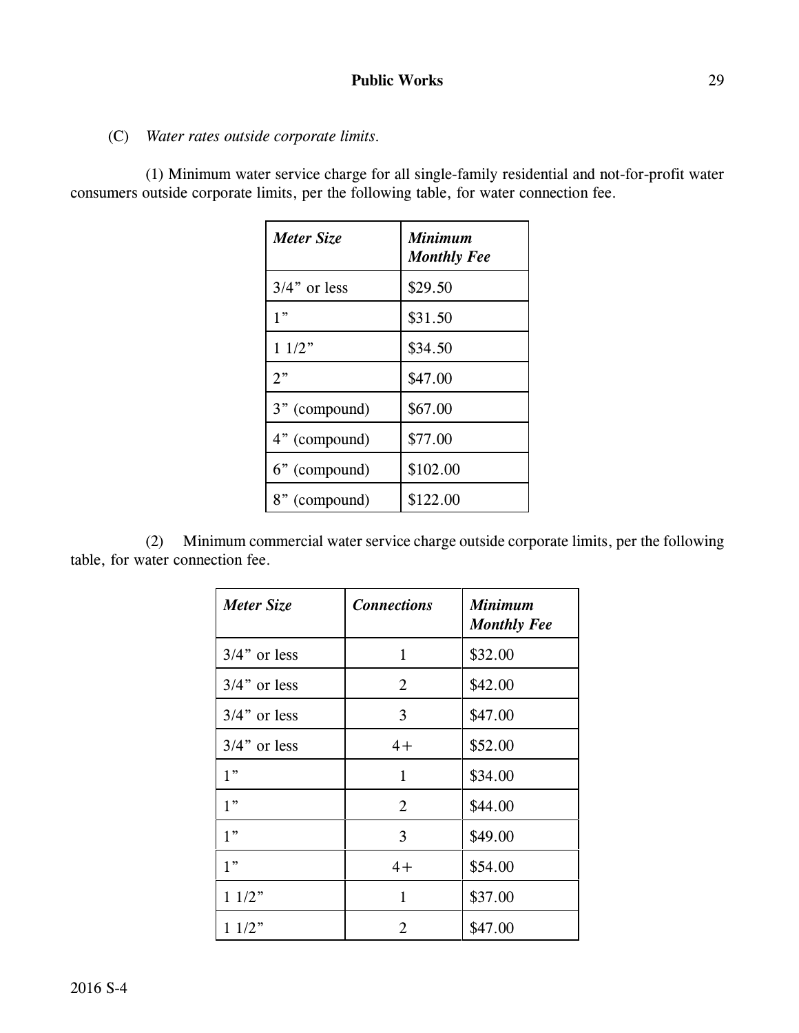(C) *Water rates outside corporate limits.*

(1) Minimum water service charge for all single-family residential and not-for-profit water consumers outside corporate limits, per the following table, for water connection fee.

| *Meter Size* | *Minimum Monthly Fee* |
|---|---|
| 3/4” or less | $29.50 |
| 1” | $31.50 |
| 1 1/2” | $34.50 |
| 2” | $47.00 |
| 3” (compound) | $67.00 |
| 4” (compound) | $77.00 |
| 6” (compound) | $102.00 |
| 8” (compound) | $122.00 |

(2) Minimum commercial water service charge outside corporate limits, per the following table, for water connection fee.

| *Meter Size* | *Connections* | *Minimum Monthly Fee* |
|---|---|---|
| 3/4” or less | 1 | $32.00 |
| 3/4” or less | 2 | $42.00 |
| 3/4” or less | 3 | $47.00 |
| 3/4” or less | 4+ | $52.00 |
| 1” | 1 | $34.00 |
| 1” | 2 | $44.00 |
| 1” | 3 | $49.00 |
| 1” | 4+ | $54.00 |
| 1 1/2” | 1 | $37.00 |
| 1 1/2” | 2 | $47.00 |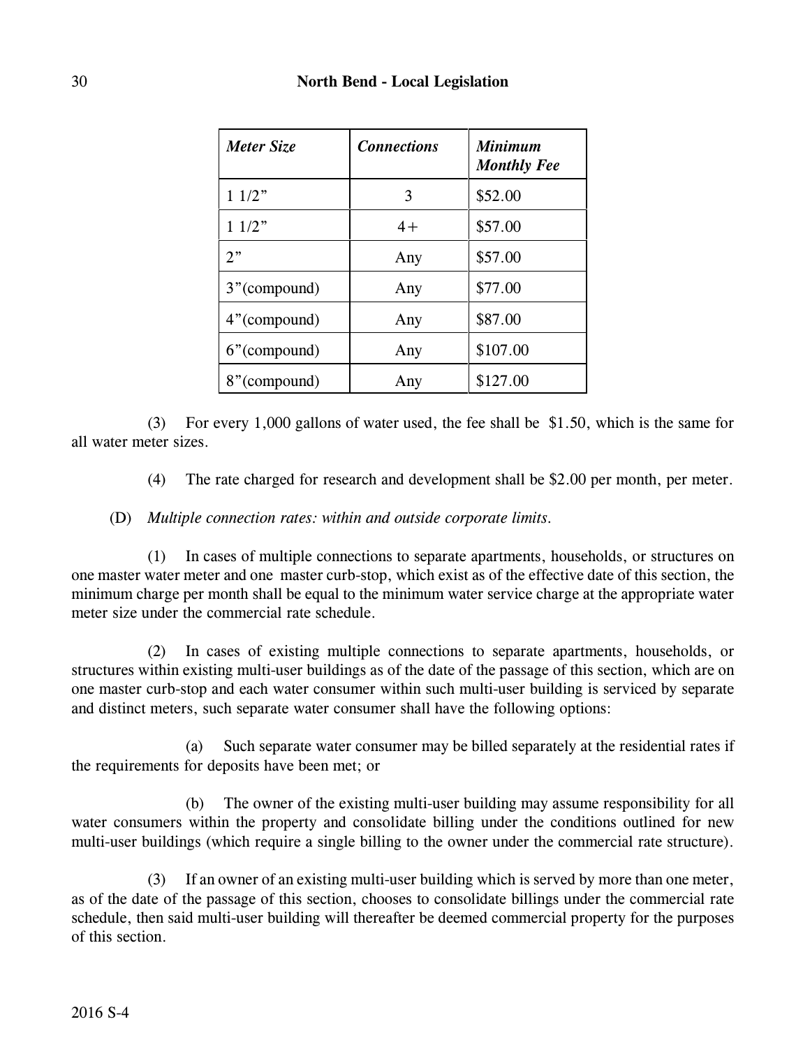| *Meter Size* | *Connections* | *Minimum Monthly Fee* |
|---|---|---|
| 1 1/2” | 3 | $52.00 |
| 1 1/2” | 4+ | $57.00 |
| 2” | Any | $57.00 |
| 3”(compound) | Any | $77.00 |
| 4”(compound) | Any | $87.00 |
| 6”(compound) | Any | $107.00 |
| 8”(compound) | Any | $127.00 |

(3) For every 1,000 gallons of water used, the fee shall be $1.50, which is the same for all water meter sizes.

(4) The rate charged for research and development shall be $2.00 per month, per meter.

(D) *Multiple connection rates: within and outside corporate limits.*

(1) In cases of multiple connections to separate apartments, households, or structures on one master water meter and one master curb-stop, which exist as of the effective date of this section, the minimum charge per month shall be equal to the minimum water service charge at the appropriate water meter size under the commercial rate schedule.

(2) In cases of existing multiple connections to separate apartments, households, or structures within existing multi-user buildings as of the date of the passage of this section, which are on one master curb-stop and each water consumer within such multi-user building is serviced by separate and distinct meters, such separate water consumer shall have the following options:

(a) Such separate water consumer may be billed separately at the residential rates if the requirements for deposits have been met; or

(b) The owner of the existing multi-user building may assume responsibility for all water consumers within the property and consolidate billing under the conditions outlined for new multi-user buildings (which require a single billing to the owner under the commercial rate structure).

(3) If an owner of an existing multi-user building which is served by more than one meter, as of the date of the passage of this section, chooses to consolidate billings under the commercial rate schedule, then said multi-user building will thereafter be deemed commercial property for the purposes of this section.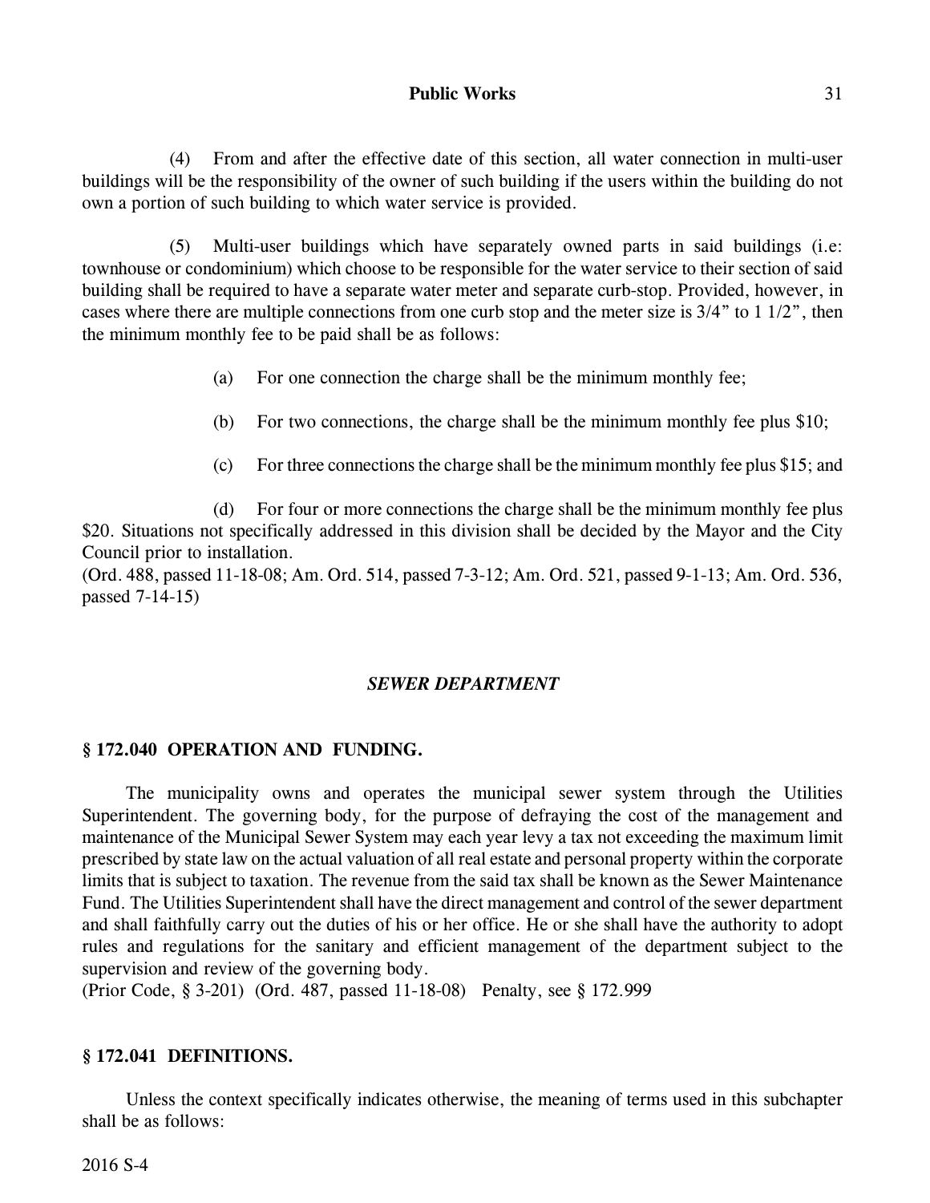(4) From and after the effective date of this section, all water connection in multi-user buildings will be the responsibility of the owner of such building if the users within the building do not own a portion of such building to which water service is provided.

(5) Multi-user buildings which have separately owned parts in said buildings (i.e: townhouse or condominium) which choose to be responsible for the water service to their section of said building shall be required to have a separate water meter and separate curb-stop. Provided, however, in cases where there are multiple connections from one curb stop and the meter size is 3/4" to 1 1/2", then the minimum monthly fee to be paid shall be as follows:

(a) For one connection the charge shall be the minimum monthly fee;

(b) For two connections, the charge shall be the minimum monthly fee plus $10;

(c) For three connections the charge shall be the minimum monthly fee plus $15; and

(d) For four or more connections the charge shall be the minimum monthly fee plus $20. Situations not specifically addressed in this division shall be decided by the Mayor and the City Council prior to installation.

(Ord. 488, passed 11-18-08; Am. Ord. 514, passed 7-3-12; Am. Ord. 521, passed 9-1-13; Am. Ord. 536, passed 7-14-15)

## ***SEWER DEPARTMENT***

### § 172.040 OPERATION AND FUNDING.

The municipality owns and operates the municipal sewer system through the Utilities Superintendent. The governing body, for the purpose of defraying the cost of the management and maintenance of the Municipal Sewer System may each year levy a tax not exceeding the maximum limit prescribed by state law on the actual valuation of all real estate and personal property within the corporate limits that is subject to taxation. The revenue from the said tax shall be known as the Sewer Maintenance Fund. The Utilities Superintendent shall have the direct management and control of the sewer department and shall faithfully carry out the duties of his or her office. He or she shall have the authority to adopt rules and regulations for the sanitary and efficient management of the department subject to the supervision and review of the governing body.

(Prior Code, § 3-201) (Ord. 487, passed 11-18-08) Penalty, see § 172.999

### § 172.041 DEFINITIONS.

Unless the context specifically indicates otherwise, the meaning of terms used in this subchapter shall be as follows: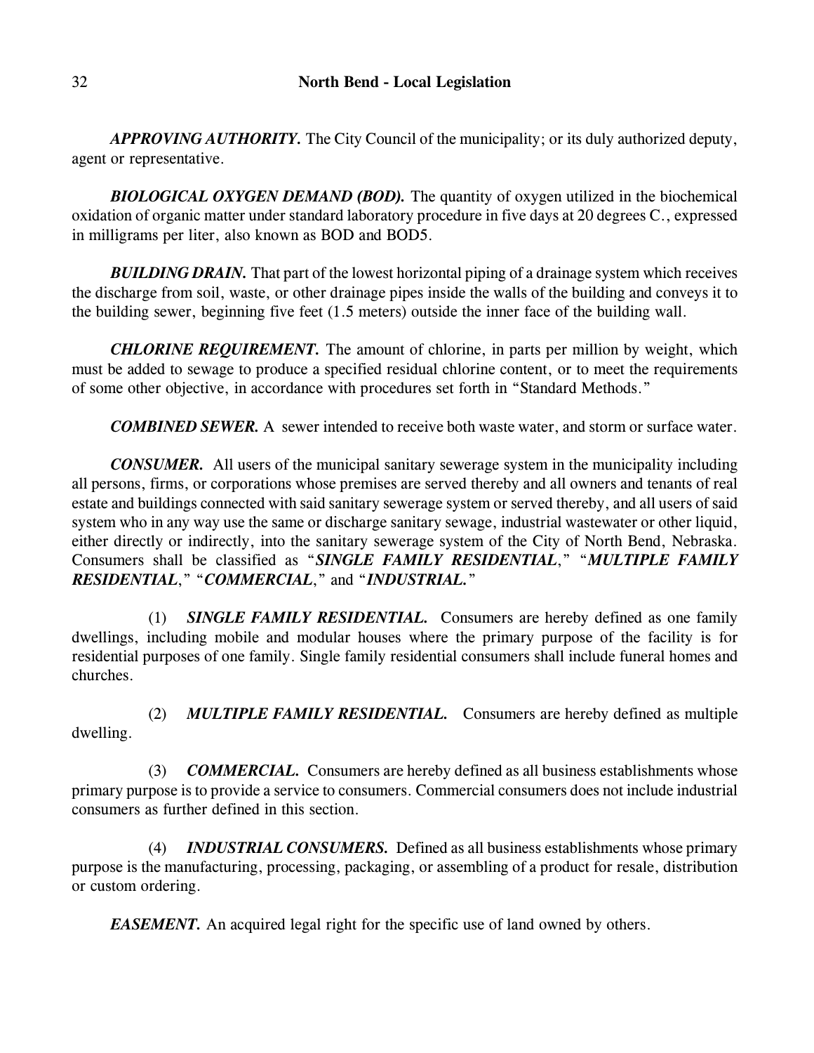***APPROVING AUTHORITY.*** The City Council of the municipality; or its duly authorized deputy, agent or representative.

***BIOLOGICAL OXYGEN DEMAND (BOD).*** The quantity of oxygen utilized in the biochemical oxidation of organic matter under standard laboratory procedure in five days at 20 degrees C., expressed in milligrams per liter, also known as BOD and BOD5.

***BUILDING DRAIN.*** That part of the lowest horizontal piping of a drainage system which receives the discharge from soil, waste, or other drainage pipes inside the walls of the building and conveys it to the building sewer, beginning five feet (1.5 meters) outside the inner face of the building wall.

***CHLORINE REQUIREMENT.*** The amount of chlorine, in parts per million by weight, which must be added to sewage to produce a specified residual chlorine content, or to meet the requirements of some other objective, in accordance with procedures set forth in "Standard Methods."

***COMBINED SEWER.*** A sewer intended to receive both waste water, and storm or surface water.

***CONSUMER.*** All users of the municipal sanitary sewerage system in the municipality including all persons, firms, or corporations whose premises are served thereby and all owners and tenants of real estate and buildings connected with said sanitary sewerage system or served thereby, and all users of said system who in any way use the same or discharge sanitary sewage, industrial wastewater or other liquid, either directly or indirectly, into the sanitary sewerage system of the City of North Bend, Nebraska. Consumers shall be classified as "***SINGLE FAMILY RESIDENTIAL***," "***MULTIPLE FAMILY RESIDENTIAL***," "***COMMERCIAL***," and "***INDUSTRIAL.***"

(1) ***SINGLE FAMILY RESIDENTIAL.*** Consumers are hereby defined as one family dwellings, including mobile and modular houses where the primary purpose of the facility is for residential purposes of one family. Single family residential consumers shall include funeral homes and churches.

(2) ***MULTIPLE FAMILY RESIDENTIAL.*** Consumers are hereby defined as multiple dwelling.

(3) ***COMMERCIAL.*** Consumers are hereby defined as all business establishments whose primary purpose is to provide a service to consumers. Commercial consumers does not include industrial consumers as further defined in this section.

(4) ***INDUSTRIAL CONSUMERS.*** Defined as all business establishments whose primary purpose is the manufacturing, processing, packaging, or assembling of a product for resale, distribution or custom ordering.

***EASEMENT.*** An acquired legal right for the specific use of land owned by others.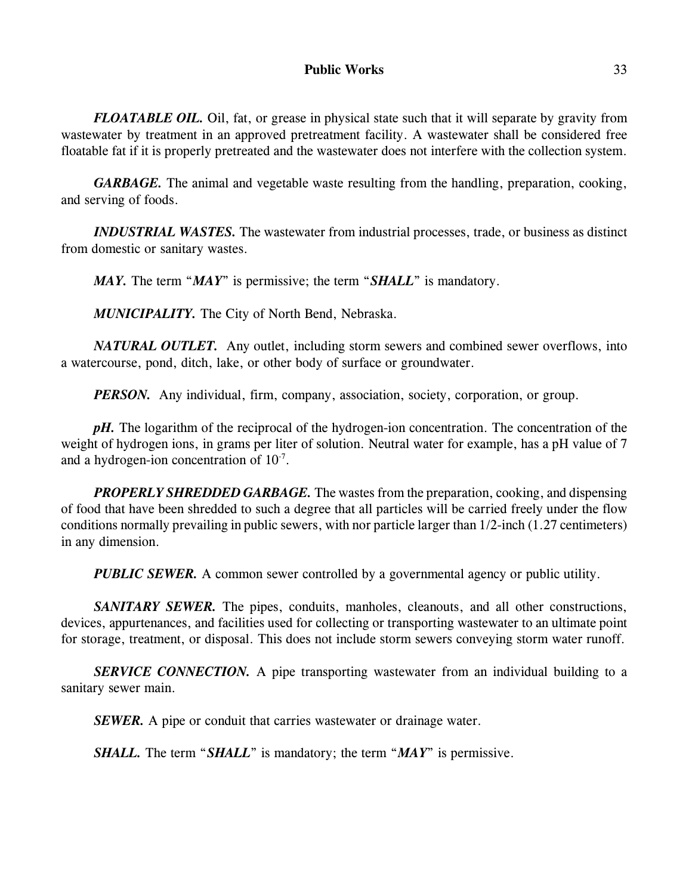***FLOATABLE OIL.*** Oil, fat, or grease in physical state such that it will separate by gravity from wastewater by treatment in an approved pretreatment facility. A wastewater shall be considered free floatable fat if it is properly pretreated and the wastewater does not interfere with the collection system.

***GARBAGE.*** The animal and vegetable waste resulting from the handling, preparation, cooking, and serving of foods.

***INDUSTRIAL WASTES.*** The wastewater from industrial processes, trade, or business as distinct from domestic or sanitary wastes.

***MAY.*** The term "***MAY***" is permissive; the term "***SHALL***" is mandatory.

***MUNICIPALITY.*** The City of North Bend, Nebraska.

***NATURAL OUTLET.*** Any outlet, including storm sewers and combined sewer overflows, into a watercourse, pond, ditch, lake, or other body of surface or groundwater.

***PERSON.*** Any individual, firm, company, association, society, corporation, or group.

***pH.*** The logarithm of the reciprocal of the hydrogen-ion concentration. The concentration of the weight of hydrogen ions, in grams per liter of solution. Neutral water for example, has a pH value of 7 and a hydrogen-ion concentration of $10^{-7}$.

***PROPERLY SHREDDED GARBAGE.*** The wastes from the preparation, cooking, and dispensing of food that have been shredded to such a degree that all particles will be carried freely under the flow conditions normally prevailing in public sewers, with nor particle larger than 1/2-inch (1.27 centimeters) in any dimension.

***PUBLIC SEWER.*** A common sewer controlled by a governmental agency or public utility.

***SANITARY SEWER.*** The pipes, conduits, manholes, cleanouts, and all other constructions, devices, appurtenances, and facilities used for collecting or transporting wastewater to an ultimate point for storage, treatment, or disposal. This does not include storm sewers conveying storm water runoff.

***SERVICE CONNECTION.*** A pipe transporting wastewater from an individual building to a sanitary sewer main.

***SEWER.*** A pipe or conduit that carries wastewater or drainage water.

***SHALL.*** The term "***SHALL***" is mandatory; the term "***MAY***" is permissive.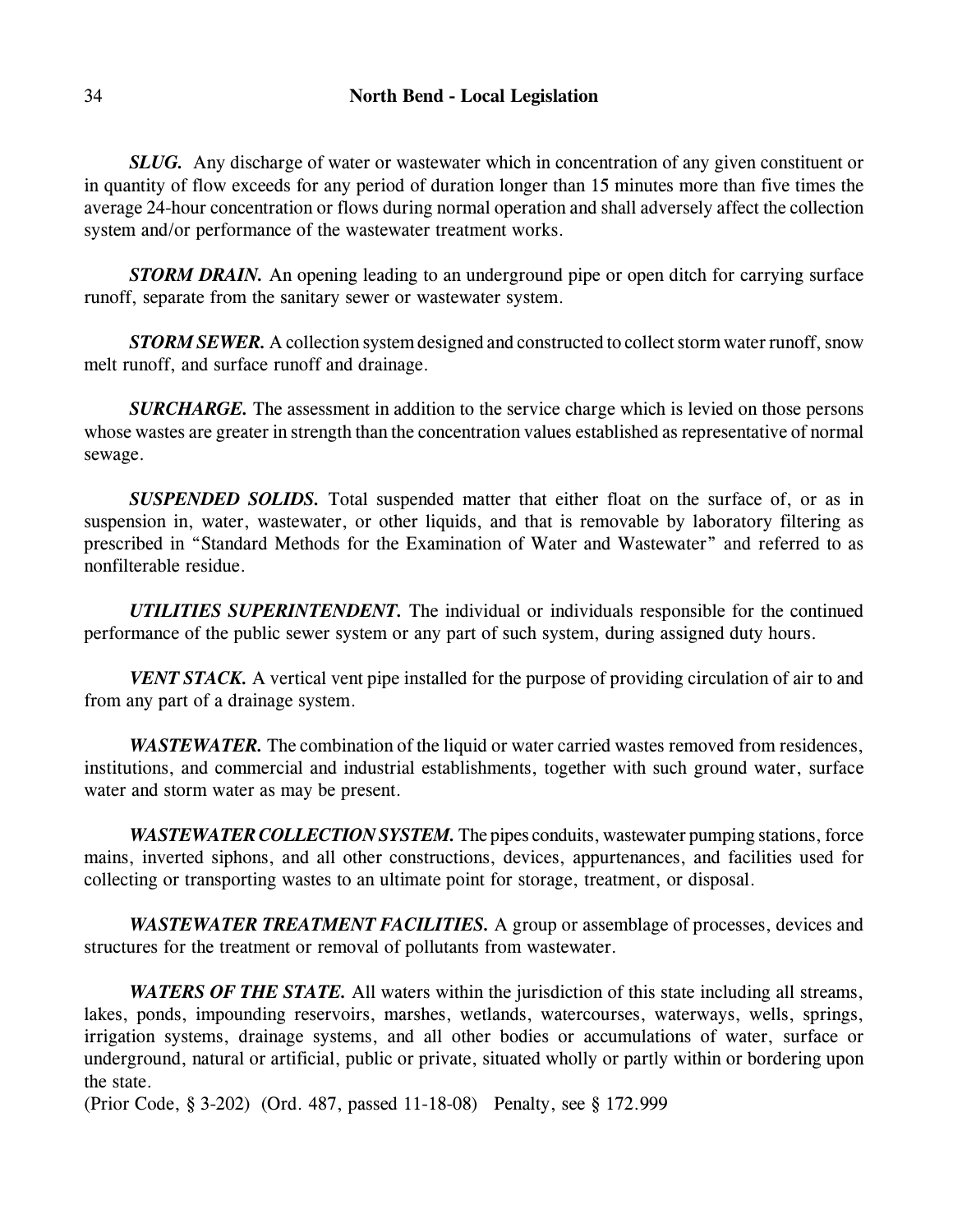***SLUG.*** Any discharge of water or wastewater which in concentration of any given constituent or in quantity of flow exceeds for any period of duration longer than 15 minutes more than five times the average 24-hour concentration or flows during normal operation and shall adversely affect the collection system and/or performance of the wastewater treatment works.

***STORM DRAIN.*** An opening leading to an underground pipe or open ditch for carrying surface runoff, separate from the sanitary sewer or wastewater system.

***STORM SEWER.*** A collection system designed and constructed to collect storm water runoff, snow melt runoff, and surface runoff and drainage.

***SURCHARGE.*** The assessment in addition to the service charge which is levied on those persons whose wastes are greater in strength than the concentration values established as representative of normal sewage.

***SUSPENDED SOLIDS.*** Total suspended matter that either float on the surface of, or as in suspension in, water, wastewater, or other liquids, and that is removable by laboratory filtering as prescribed in "Standard Methods for the Examination of Water and Wastewater" and referred to as nonfilterable residue.

***UTILITIES SUPERINTENDENT.*** The individual or individuals responsible for the continued performance of the public sewer system or any part of such system, during assigned duty hours.

***VENT STACK.*** A vertical vent pipe installed for the purpose of providing circulation of air to and from any part of a drainage system.

***WASTEWATER.*** The combination of the liquid or water carried wastes removed from residences, institutions, and commercial and industrial establishments, together with such ground water, surface water and storm water as may be present.

***WASTEWATER COLLECTION SYSTEM.*** The pipes conduits, wastewater pumping stations, force mains, inverted siphons, and all other constructions, devices, appurtenances, and facilities used for collecting or transporting wastes to an ultimate point for storage, treatment, or disposal.

***WASTEWATER TREATMENT FACILITIES.*** A group or assemblage of processes, devices and structures for the treatment or removal of pollutants from wastewater.

***WATERS OF THE STATE.*** All waters within the jurisdiction of this state including all streams, lakes, ponds, impounding reservoirs, marshes, wetlands, watercourses, waterways, wells, springs, irrigation systems, drainage systems, and all other bodies or accumulations of water, surface or underground, natural or artificial, public or private, situated wholly or partly within or bordering upon the state.
(Prior Code, § 3-202) (Ord. 487, passed 11-18-08) Penalty, see § 172.999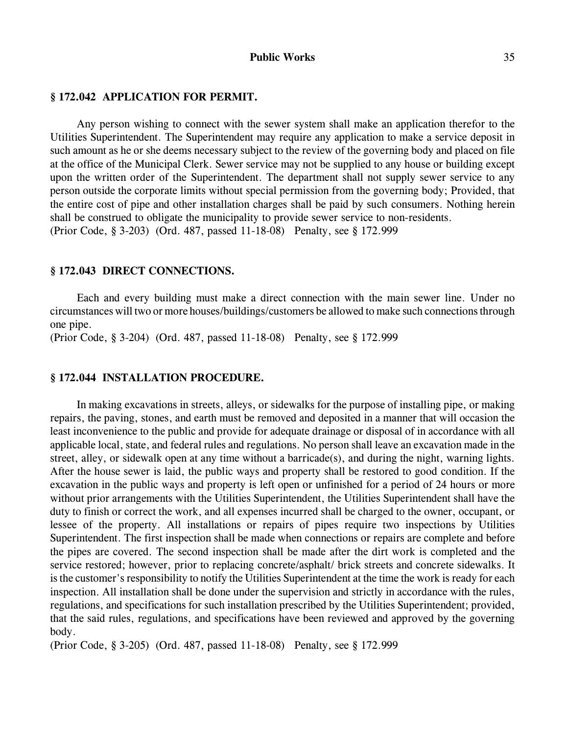### § 172.042 APPLICATION FOR PERMIT.

Any person wishing to connect with the sewer system shall make an application therefor to the Utilities Superintendent. The Superintendent may require any application to make a service deposit in such amount as he or she deems necessary subject to the review of the governing body and placed on file at the office of the Municipal Clerk. Sewer service may not be supplied to any house or building except upon the written order of the Superintendent. The department shall not supply sewer service to any person outside the corporate limits without special permission from the governing body; Provided, that the entire cost of pipe and other installation charges shall be paid by such consumers. Nothing herein shall be construed to obligate the municipality to provide sewer service to non-residents.
(Prior Code, § 3-203) (Ord. 487, passed 11-18-08) Penalty, see § 172.999

### § 172.043 DIRECT CONNECTIONS.

Each and every building must make a direct connection with the main sewer line. Under no circumstances will two or more houses/buildings/customers be allowed to make such connections through one pipe.
(Prior Code, § 3-204) (Ord. 487, passed 11-18-08) Penalty, see § 172.999

### § 172.044 INSTALLATION PROCEDURE.

In making excavations in streets, alleys, or sidewalks for the purpose of installing pipe, or making repairs, the paving, stones, and earth must be removed and deposited in a manner that will occasion the least inconvenience to the public and provide for adequate drainage or disposal of in accordance with all applicable local, state, and federal rules and regulations. No person shall leave an excavation made in the street, alley, or sidewalk open at any time without a barricade(s), and during the night, warning lights. After the house sewer is laid, the public ways and property shall be restored to good condition. If the excavation in the public ways and property is left open or unfinished for a period of 24 hours or more without prior arrangements with the Utilities Superintendent, the Utilities Superintendent shall have the duty to finish or correct the work, and all expenses incurred shall be charged to the owner, occupant, or lessee of the property. All installations or repairs of pipes require two inspections by Utilities Superintendent. The first inspection shall be made when connections or repairs are complete and before the pipes are covered. The second inspection shall be made after the dirt work is completed and the service restored; however, prior to replacing concrete/asphalt/ brick streets and concrete sidewalks. It is the customer's responsibility to notify the Utilities Superintendent at the time the work is ready for each inspection. All installation shall be done under the supervision and strictly in accordance with the rules, regulations, and specifications for such installation prescribed by the Utilities Superintendent; provided, that the said rules, regulations, and specifications have been reviewed and approved by the governing body.
(Prior Code, § 3-205) (Ord. 487, passed 11-18-08) Penalty, see § 172.999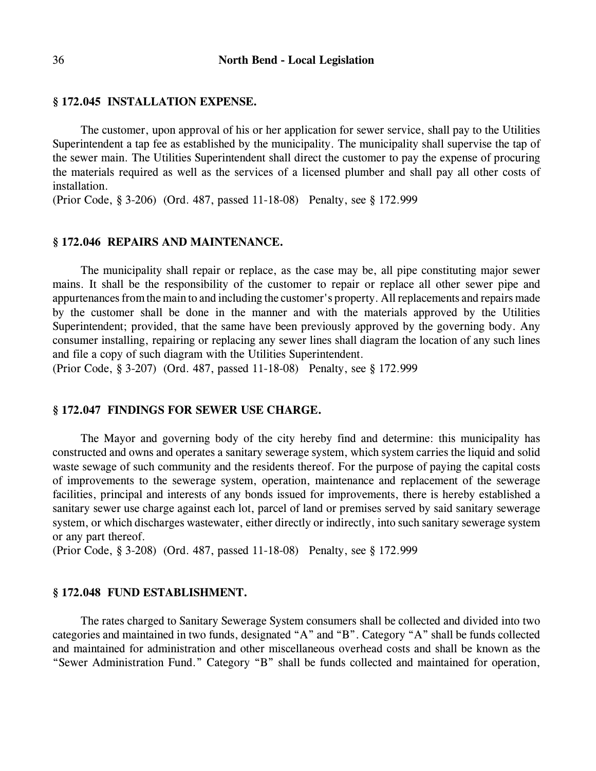### § 172.045 INSTALLATION EXPENSE.

The customer, upon approval of his or her application for sewer service, shall pay to the Utilities Superintendent a tap fee as established by the municipality. The municipality shall supervise the tap of the sewer main. The Utilities Superintendent shall direct the customer to pay the expense of procuring the materials required as well as the services of a licensed plumber and shall pay all other costs of installation.
(Prior Code, § 3-206) (Ord. 487, passed 11-18-08) Penalty, see § 172.999

### § 172.046 REPAIRS AND MAINTENANCE.

The municipality shall repair or replace, as the case may be, all pipe constituting major sewer mains. It shall be the responsibility of the customer to repair or replace all other sewer pipe and appurtenances from the main to and including the customer's property. All replacements and repairs made by the customer shall be done in the manner and with the materials approved by the Utilities Superintendent; provided, that the same have been previously approved by the governing body. Any consumer installing, repairing or replacing any sewer lines shall diagram the location of any such lines and file a copy of such diagram with the Utilities Superintendent.
(Prior Code, § 3-207) (Ord. 487, passed 11-18-08) Penalty, see § 172.999

### § 172.047 FINDINGS FOR SEWER USE CHARGE.

The Mayor and governing body of the city hereby find and determine: this municipality has constructed and owns and operates a sanitary sewerage system, which system carries the liquid and solid waste sewage of such community and the residents thereof. For the purpose of paying the capital costs of improvements to the sewerage system, operation, maintenance and replacement of the sewerage facilities, principal and interests of any bonds issued for improvements, there is hereby established a sanitary sewer use charge against each lot, parcel of land or premises served by said sanitary sewerage system, or which discharges wastewater, either directly or indirectly, into such sanitary sewerage system or any part thereof.
(Prior Code, § 3-208) (Ord. 487, passed 11-18-08) Penalty, see § 172.999

### § 172.048 FUND ESTABLISHMENT.

The rates charged to Sanitary Sewerage System consumers shall be collected and divided into two categories and maintained in two funds, designated "A" and "B". Category "A" shall be funds collected and maintained for administration and other miscellaneous overhead costs and shall be known as the "Sewer Administration Fund." Category "B" shall be funds collected and maintained for operation,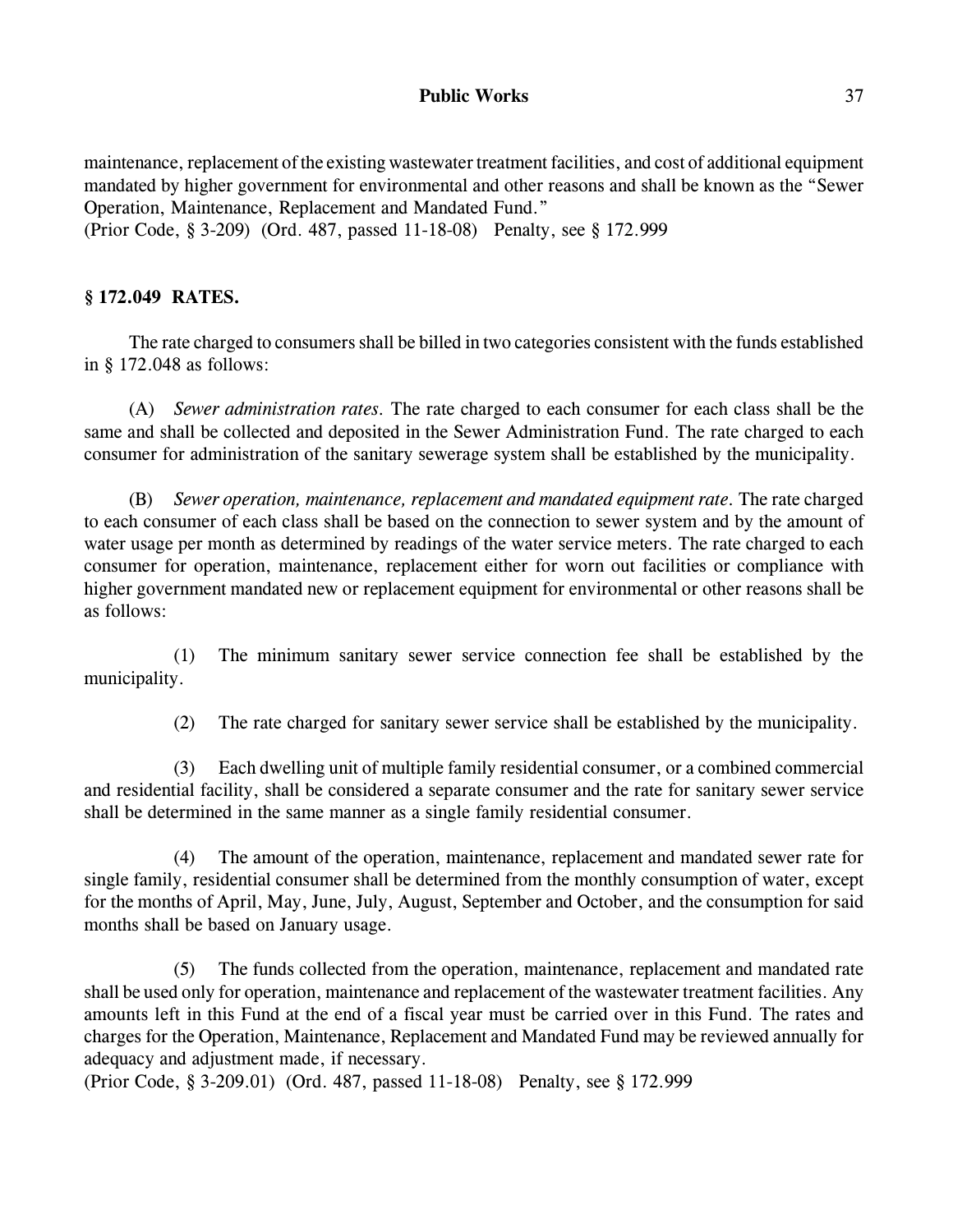maintenance, replacement of the existing wastewater treatment facilities, and cost of additional equipment mandated by higher government for environmental and other reasons and shall be known as the "Sewer Operation, Maintenance, Replacement and Mandated Fund."
(Prior Code, § 3-209) (Ord. 487, passed 11-18-08) Penalty, see § 172.999

## § 172.049 RATES.

The rate charged to consumers shall be billed in two categories consistent with the funds established in § 172.048 as follows:

(A) *Sewer administration rates.* The rate charged to each consumer for each class shall be the same and shall be collected and deposited in the Sewer Administration Fund. The rate charged to each consumer for administration of the sanitary sewerage system shall be established by the municipality.

(B) *Sewer operation, maintenance, replacement and mandated equipment rate.* The rate charged to each consumer of each class shall be based on the connection to sewer system and by the amount of water usage per month as determined by readings of the water service meters. The rate charged to each consumer for operation, maintenance, replacement either for worn out facilities or compliance with higher government mandated new or replacement equipment for environmental or other reasons shall be as follows:

(1) The minimum sanitary sewer service connection fee shall be established by the municipality.

(2) The rate charged for sanitary sewer service shall be established by the municipality.

(3) Each dwelling unit of multiple family residential consumer, or a combined commercial and residential facility, shall be considered a separate consumer and the rate for sanitary sewer service shall be determined in the same manner as a single family residential consumer.

(4) The amount of the operation, maintenance, replacement and mandated sewer rate for single family, residential consumer shall be determined from the monthly consumption of water, except for the months of April, May, June, July, August, September and October, and the consumption for said months shall be based on January usage.

(5) The funds collected from the operation, maintenance, replacement and mandated rate shall be used only for operation, maintenance and replacement of the wastewater treatment facilities. Any amounts left in this Fund at the end of a fiscal year must be carried over in this Fund. The rates and charges for the Operation, Maintenance, Replacement and Mandated Fund may be reviewed annually for adequacy and adjustment made, if necessary.
(Prior Code, § 3-209.01) (Ord. 487, passed 11-18-08) Penalty, see § 172.999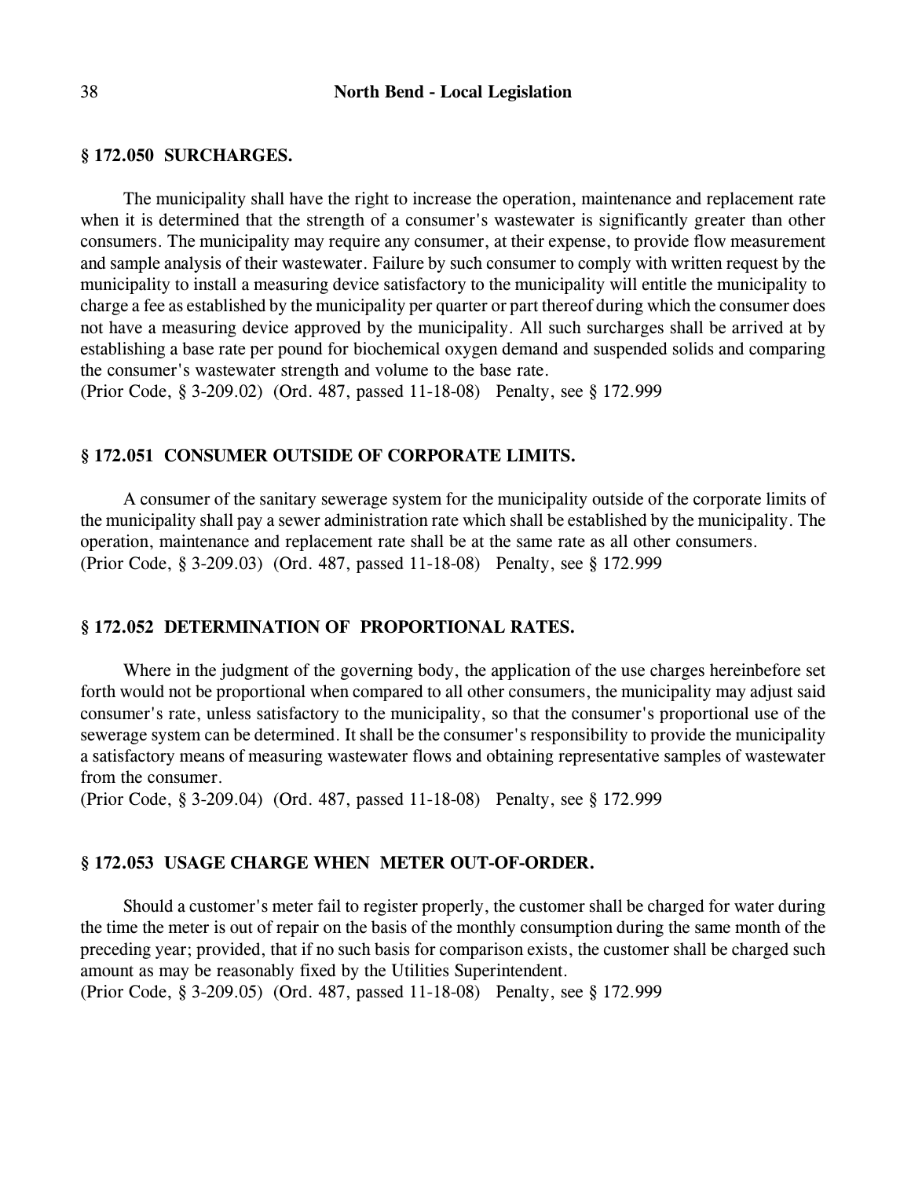### § 172.050 SURCHARGES.

The municipality shall have the right to increase the operation, maintenance and replacement rate when it is determined that the strength of a consumer's wastewater is significantly greater than other consumers. The municipality may require any consumer, at their expense, to provide flow measurement and sample analysis of their wastewater. Failure by such consumer to comply with written request by the municipality to install a measuring device satisfactory to the municipality will entitle the municipality to charge a fee as established by the municipality per quarter or part thereof during which the consumer does not have a measuring device approved by the municipality. All such surcharges shall be arrived at by establishing a base rate per pound for biochemical oxygen demand and suspended solids and comparing the consumer's wastewater strength and volume to the base rate.
(Prior Code, § 3-209.02) (Ord. 487, passed 11-18-08) Penalty, see § 172.999

### § 172.051 CONSUMER OUTSIDE OF CORPORATE LIMITS.

A consumer of the sanitary sewerage system for the municipality outside of the corporate limits of the municipality shall pay a sewer administration rate which shall be established by the municipality. The operation, maintenance and replacement rate shall be at the same rate as all other consumers.
(Prior Code, § 3-209.03) (Ord. 487, passed 11-18-08) Penalty, see § 172.999

### § 172.052 DETERMINATION OF PROPORTIONAL RATES.

Where in the judgment of the governing body, the application of the use charges hereinbefore set forth would not be proportional when compared to all other consumers, the municipality may adjust said consumer's rate, unless satisfactory to the municipality, so that the consumer's proportional use of the sewerage system can be determined. It shall be the consumer's responsibility to provide the municipality a satisfactory means of measuring wastewater flows and obtaining representative samples of wastewater from the consumer.
(Prior Code, § 3-209.04) (Ord. 487, passed 11-18-08) Penalty, see § 172.999

### § 172.053 USAGE CHARGE WHEN METER OUT-OF-ORDER.

Should a customer's meter fail to register properly, the customer shall be charged for water during the time the meter is out of repair on the basis of the monthly consumption during the same month of the preceding year; provided, that if no such basis for comparison exists, the customer shall be charged such amount as may be reasonably fixed by the Utilities Superintendent.
(Prior Code, § 3-209.05) (Ord. 487, passed 11-18-08) Penalty, see § 172.999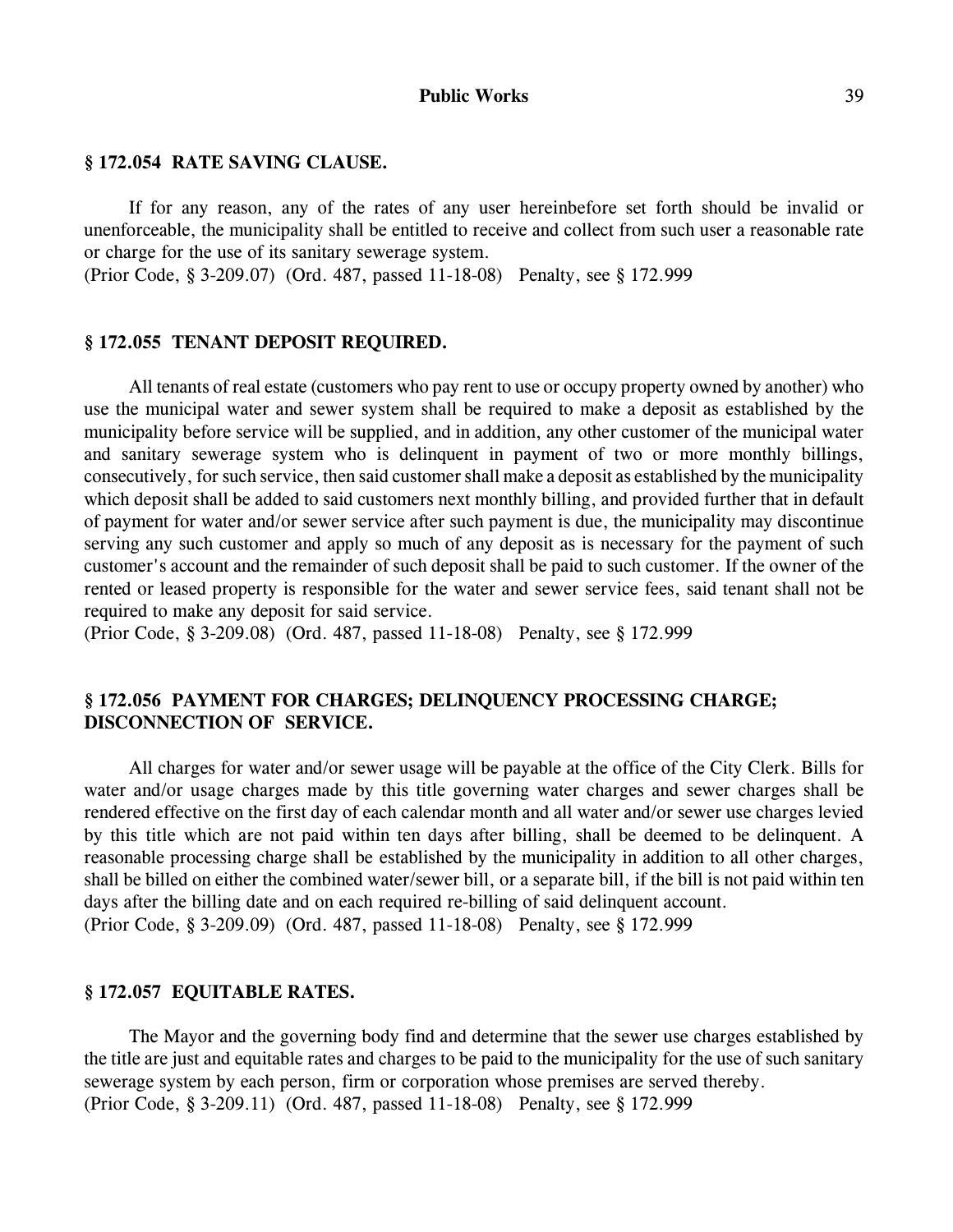## § 172.054 RATE SAVING CLAUSE.

If for any reason, any of the rates of any user hereinbefore set forth should be invalid or unenforceable, the municipality shall be entitled to receive and collect from such user a reasonable rate or charge for the use of its sanitary sewerage system.
(Prior Code, § 3-209.07) (Ord. 487, passed 11-18-08) Penalty, see § 172.999

## § 172.055 TENANT DEPOSIT REQUIRED.

All tenants of real estate (customers who pay rent to use or occupy property owned by another) who use the municipal water and sewer system shall be required to make a deposit as established by the municipality before service will be supplied, and in addition, any other customer of the municipal water and sanitary sewerage system who is delinquent in payment of two or more monthly billings, consecutively, for such service, then said customer shall make a deposit as established by the municipality which deposit shall be added to said customers next monthly billing, and provided further that in default of payment for water and/or sewer service after such payment is due, the municipality may discontinue serving any such customer and apply so much of any deposit as is necessary for the payment of such customer's account and the remainder of such deposit shall be paid to such customer. If the owner of the rented or leased property is responsible for the water and sewer service fees, said tenant shall not be required to make any deposit for said service.
(Prior Code, § 3-209.08) (Ord. 487, passed 11-18-08) Penalty, see § 172.999

## § 172.056 PAYMENT FOR CHARGES; DELINQUENCY PROCESSING CHARGE; DISCONNECTION OF SERVICE.

All charges for water and/or sewer usage will be payable at the office of the City Clerk. Bills for water and/or usage charges made by this title governing water charges and sewer charges shall be rendered effective on the first day of each calendar month and all water and/or sewer use charges levied by this title which are not paid within ten days after billing, shall be deemed to be delinquent. A reasonable processing charge shall be established by the municipality in addition to all other charges, shall be billed on either the combined water/sewer bill, or a separate bill, if the bill is not paid within ten days after the billing date and on each required re-billing of said delinquent account.
(Prior Code, § 3-209.09) (Ord. 487, passed 11-18-08) Penalty, see § 172.999

## § 172.057 EQUITABLE RATES.

The Mayor and the governing body find and determine that the sewer use charges established by the title are just and equitable rates and charges to be paid to the municipality for the use of such sanitary sewerage system by each person, firm or corporation whose premises are served thereby.
(Prior Code, § 3-209.11) (Ord. 487, passed 11-18-08) Penalty, see § 172.999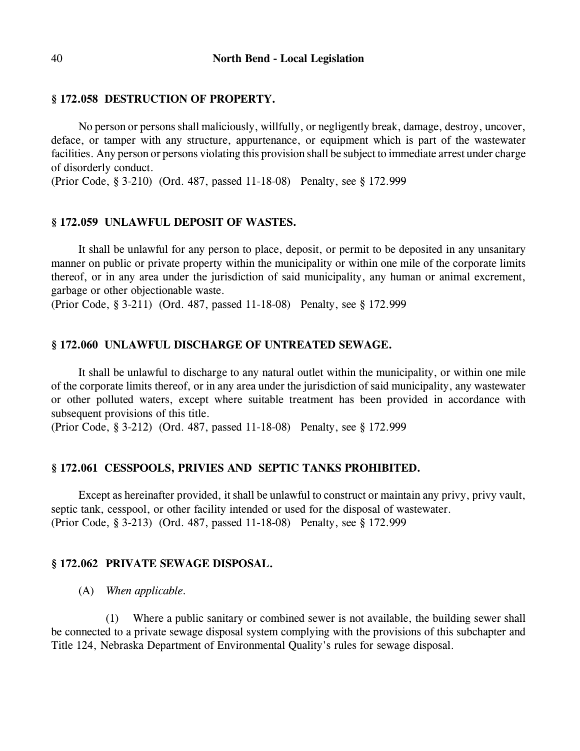### § 172.058 DESTRUCTION OF PROPERTY.

No person or persons shall maliciously, willfully, or negligently break, damage, destroy, uncover, deface, or tamper with any structure, appurtenance, or equipment which is part of the wastewater facilities. Any person or persons violating this provision shall be subject to immediate arrest under charge of disorderly conduct.
(Prior Code, § 3-210) (Ord. 487, passed 11-18-08) Penalty, see § 172.999

### § 172.059 UNLAWFUL DEPOSIT OF WASTES.

It shall be unlawful for any person to place, deposit, or permit to be deposited in any unsanitary manner on public or private property within the municipality or within one mile of the corporate limits thereof, or in any area under the jurisdiction of said municipality, any human or animal excrement, garbage or other objectionable waste.
(Prior Code, § 3-211) (Ord. 487, passed 11-18-08) Penalty, see § 172.999

### § 172.060 UNLAWFUL DISCHARGE OF UNTREATED SEWAGE.

It shall be unlawful to discharge to any natural outlet within the municipality, or within one mile of the corporate limits thereof, or in any area under the jurisdiction of said municipality, any wastewater or other polluted waters, except where suitable treatment has been provided in accordance with subsequent provisions of this title.
(Prior Code, § 3-212) (Ord. 487, passed 11-18-08) Penalty, see § 172.999

### § 172.061 CESSPOOLS, PRIVIES AND SEPTIC TANKS PROHIBITED.

Except as hereinafter provided, it shall be unlawful to construct or maintain any privy, privy vault, septic tank, cesspool, or other facility intended or used for the disposal of wastewater.
(Prior Code, § 3-213) (Ord. 487, passed 11-18-08) Penalty, see § 172.999

### § 172.062 PRIVATE SEWAGE DISPOSAL.

(A) *When applicable.*

(1) Where a public sanitary or combined sewer is not available, the building sewer shall be connected to a private sewage disposal system complying with the provisions of this subchapter and Title 124, Nebraska Department of Environmental Quality's rules for sewage disposal.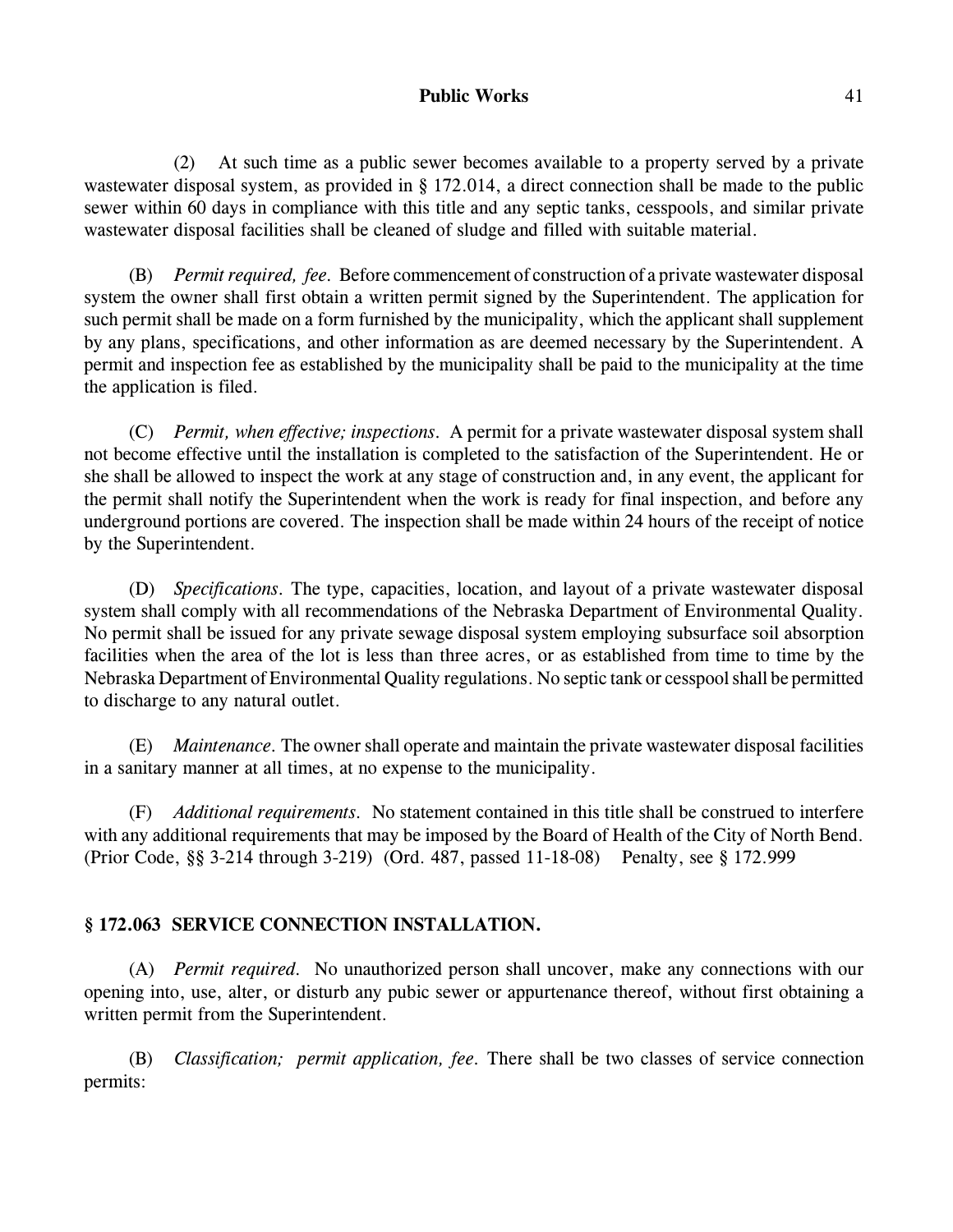(2) At such time as a public sewer becomes available to a property served by a private wastewater disposal system, as provided in § 172.014, a direct connection shall be made to the public sewer within 60 days in compliance with this title and any septic tanks, cesspools, and similar private wastewater disposal facilities shall be cleaned of sludge and filled with suitable material.

(B) *Permit required, fee.* Before commencement of construction of a private wastewater disposal system the owner shall first obtain a written permit signed by the Superintendent. The application for such permit shall be made on a form furnished by the municipality, which the applicant shall supplement by any plans, specifications, and other information as are deemed necessary by the Superintendent. A permit and inspection fee as established by the municipality shall be paid to the municipality at the time the application is filed.

(C) *Permit, when effective; inspections.* A permit for a private wastewater disposal system shall not become effective until the installation is completed to the satisfaction of the Superintendent. He or she shall be allowed to inspect the work at any stage of construction and, in any event, the applicant for the permit shall notify the Superintendent when the work is ready for final inspection, and before any underground portions are covered. The inspection shall be made within 24 hours of the receipt of notice by the Superintendent.

(D) *Specifications.* The type, capacities, location, and layout of a private wastewater disposal system shall comply with all recommendations of the Nebraska Department of Environmental Quality. No permit shall be issued for any private sewage disposal system employing subsurface soil absorption facilities when the area of the lot is less than three acres, or as established from time to time by the Nebraska Department of Environmental Quality regulations. No septic tank or cesspool shall be permitted to discharge to any natural outlet.

(E) *Maintenance.* The owner shall operate and maintain the private wastewater disposal facilities in a sanitary manner at all times, at no expense to the municipality.

(F) *Additional requirements.* No statement contained in this title shall be construed to interfere with any additional requirements that may be imposed by the Board of Health of the City of North Bend.
(Prior Code, §§ 3-214 through 3-219) (Ord. 487, passed 11-18-08) Penalty, see § 172.999

## § 172.063 SERVICE CONNECTION INSTALLATION.

(A) *Permit required.* No unauthorized person shall uncover, make any connections with our opening into, use, alter, or disturb any pubic sewer or appurtenance thereof, without first obtaining a written permit from the Superintendent.

(B) *Classification; permit application, fee.* There shall be two classes of service connection permits: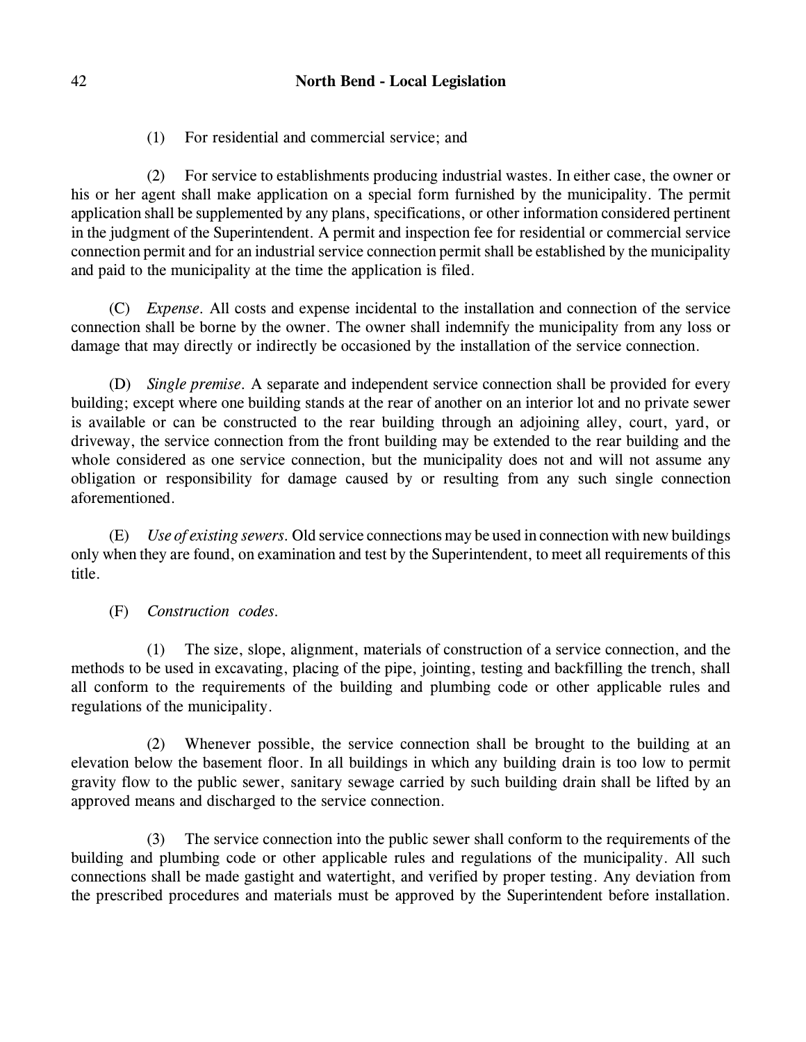(1) For residential and commercial service; and

(2) For service to establishments producing industrial wastes. In either case, the owner or his or her agent shall make application on a special form furnished by the municipality. The permit application shall be supplemented by any plans, specifications, or other information considered pertinent in the judgment of the Superintendent. A permit and inspection fee for residential or commercial service connection permit and for an industrial service connection permit shall be established by the municipality and paid to the municipality at the time the application is filed.

(C) *Expense*. All costs and expense incidental to the installation and connection of the service connection shall be borne by the owner. The owner shall indemnify the municipality from any loss or damage that may directly or indirectly be occasioned by the installation of the service connection.

(D) *Single premise*. A separate and independent service connection shall be provided for every building; except where one building stands at the rear of another on an interior lot and no private sewer is available or can be constructed to the rear building through an adjoining alley, court, yard, or driveway, the service connection from the front building may be extended to the rear building and the whole considered as one service connection, but the municipality does not and will not assume any obligation or responsibility for damage caused by or resulting from any such single connection aforementioned.

(E) *Use of existing sewers*. Old service connections may be used in connection with new buildings only when they are found, on examination and test by the Superintendent, to meet all requirements of this title.

(F) *Construction codes*.

(1) The size, slope, alignment, materials of construction of a service connection, and the methods to be used in excavating, placing of the pipe, jointing, testing and backfilling the trench, shall all conform to the requirements of the building and plumbing code or other applicable rules and regulations of the municipality.

(2) Whenever possible, the service connection shall be brought to the building at an elevation below the basement floor. In all buildings in which any building drain is too low to permit gravity flow to the public sewer, sanitary sewage carried by such building drain shall be lifted by an approved means and discharged to the service connection.

(3) The service connection into the public sewer shall conform to the requirements of the building and plumbing code or other applicable rules and regulations of the municipality. All such connections shall be made gastight and watertight, and verified by proper testing. Any deviation from the prescribed procedures and materials must be approved by the Superintendent before installation.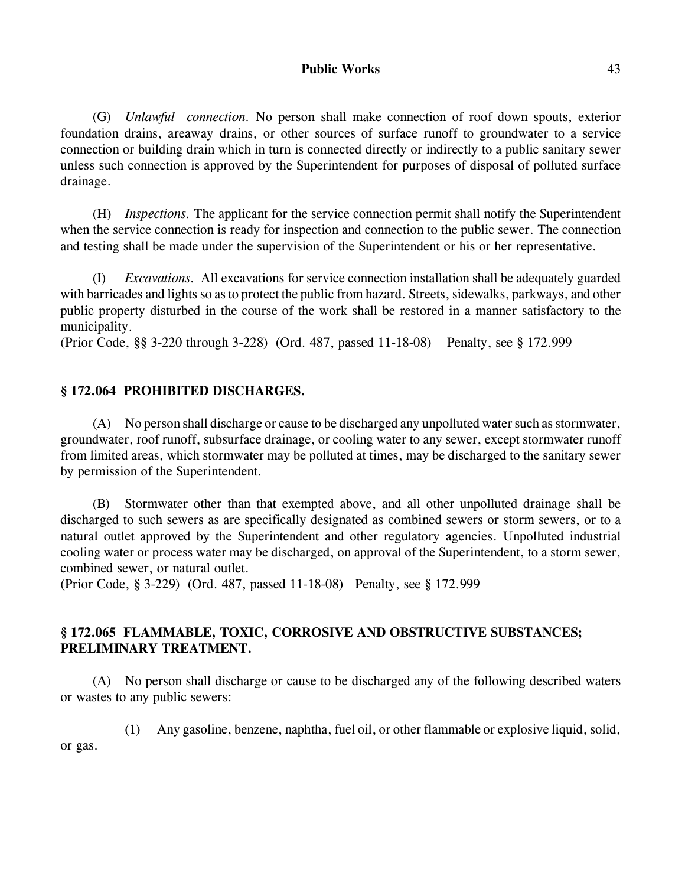(G) *Unlawful connection.* No person shall make connection of roof down spouts, exterior foundation drains, areaway drains, or other sources of surface runoff to groundwater to a service connection or building drain which in turn is connected directly or indirectly to a public sanitary sewer unless such connection is approved by the Superintendent for purposes of disposal of polluted surface drainage.

(H) *Inspections.* The applicant for the service connection permit shall notify the Superintendent when the service connection is ready for inspection and connection to the public sewer. The connection and testing shall be made under the supervision of the Superintendent or his or her representative.

(I) *Excavations.* All excavations for service connection installation shall be adequately guarded with barricades and lights so as to protect the public from hazard. Streets, sidewalks, parkways, and other public property disturbed in the course of the work shall be restored in a manner satisfactory to the municipality.
(Prior Code, §§ 3-220 through 3-228) (Ord. 487, passed 11-18-08) Penalty, see § 172.999

## § 172.064 PROHIBITED DISCHARGES.

(A) No person shall discharge or cause to be discharged any unpolluted water such as stormwater, groundwater, roof runoff, subsurface drainage, or cooling water to any sewer, except stormwater runoff from limited areas, which stormwater may be polluted at times, may be discharged to the sanitary sewer by permission of the Superintendent.

(B) Stormwater other than that exempted above, and all other unpolluted drainage shall be discharged to such sewers as are specifically designated as combined sewers or storm sewers, or to a natural outlet approved by the Superintendent and other regulatory agencies. Unpolluted industrial cooling water or process water may be discharged, on approval of the Superintendent, to a storm sewer, combined sewer, or natural outlet.
(Prior Code, § 3-229) (Ord. 487, passed 11-18-08) Penalty, see § 172.999

## § 172.065 FLAMMABLE, TOXIC, CORROSIVE AND OBSTRUCTIVE SUBSTANCES; PRELIMINARY TREATMENT.

(A) No person shall discharge or cause to be discharged any of the following described waters or wastes to any public sewers:

(1) Any gasoline, benzene, naphtha, fuel oil, or other flammable or explosive liquid, solid, or gas.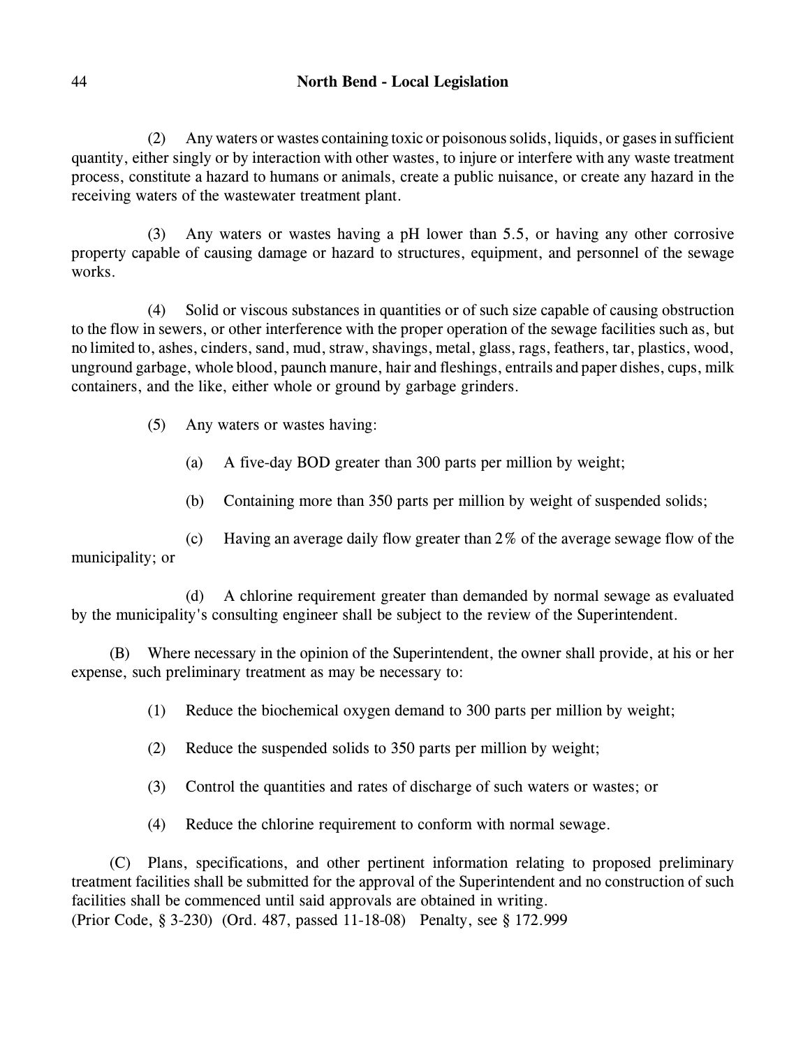(2) Any waters or wastes containing toxic or poisonous solids, liquids, or gases in sufficient quantity, either singly or by interaction with other wastes, to injure or interfere with any waste treatment process, constitute a hazard to humans or animals, create a public nuisance, or create any hazard in the receiving waters of the wastewater treatment plant.

(3) Any waters or wastes having a pH lower than 5.5, or having any other corrosive property capable of causing damage or hazard to structures, equipment, and personnel of the sewage works.

(4) Solid or viscous substances in quantities or of such size capable of causing obstruction to the flow in sewers, or other interference with the proper operation of the sewage facilities such as, but no limited to, ashes, cinders, sand, mud, straw, shavings, metal, glass, rags, feathers, tar, plastics, wood, unground garbage, whole blood, paunch manure, hair and fleshings, entrails and paper dishes, cups, milk containers, and the like, either whole or ground by garbage grinders.

(5) Any waters or wastes having:

(a) A five-day BOD greater than 300 parts per million by weight;

(b) Containing more than 350 parts per million by weight of suspended solids;

(c) Having an average daily flow greater than 2% of the average sewage flow of the municipality; or

(d) A chlorine requirement greater than demanded by normal sewage as evaluated by the municipality's consulting engineer shall be subject to the review of the Superintendent.

(B) Where necessary in the opinion of the Superintendent, the owner shall provide, at his or her expense, such preliminary treatment as may be necessary to:

(1) Reduce the biochemical oxygen demand to 300 parts per million by weight;

(2) Reduce the suspended solids to 350 parts per million by weight;

(3) Control the quantities and rates of discharge of such waters or wastes; or

(4) Reduce the chlorine requirement to conform with normal sewage.

(C) Plans, specifications, and other pertinent information relating to proposed preliminary treatment facilities shall be submitted for the approval of the Superintendent and no construction of such facilities shall be commenced until said approvals are obtained in writing.
(Prior Code, § 3-230) (Ord. 487, passed 11-18-08) Penalty, see § 172.999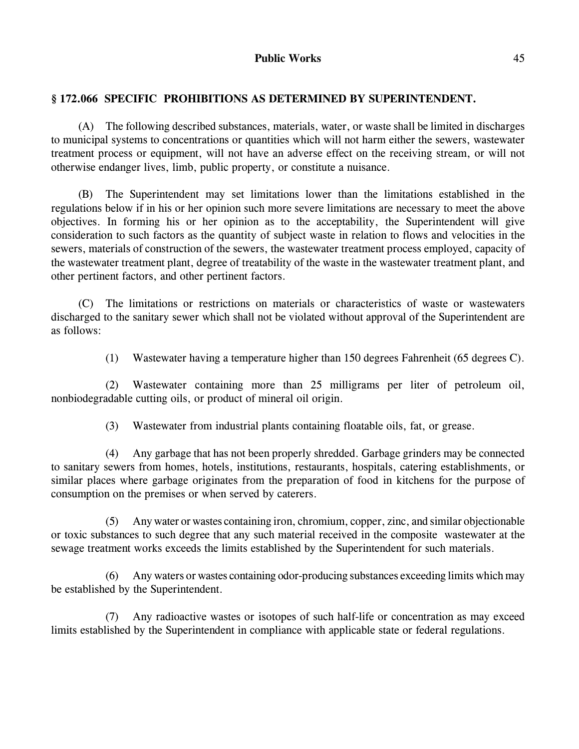## § 172.066 SPECIFIC PROHIBITIONS AS DETERMINED BY SUPERINTENDENT.

(A) The following described substances, materials, water, or waste shall be limited in discharges to municipal systems to concentrations or quantities which will not harm either the sewers, wastewater treatment process or equipment, will not have an adverse effect on the receiving stream, or will not otherwise endanger lives, limb, public property, or constitute a nuisance.

(B) The Superintendent may set limitations lower than the limitations established in the regulations below if in his or her opinion such more severe limitations are necessary to meet the above objectives. In forming his or her opinion as to the acceptability, the Superintendent will give consideration to such factors as the quantity of subject waste in relation to flows and velocities in the sewers, materials of construction of the sewers, the wastewater treatment process employed, capacity of the wastewater treatment plant, degree of treatability of the waste in the wastewater treatment plant, and other pertinent factors, and other pertinent factors.

(C) The limitations or restrictions on materials or characteristics of waste or wastewaters discharged to the sanitary sewer which shall not be violated without approval of the Superintendent are as follows:

(1) Wastewater having a temperature higher than 150 degrees Fahrenheit (65 degrees C).

(2) Wastewater containing more than 25 milligrams per liter of petroleum oil, nonbiodegradable cutting oils, or product of mineral oil origin.

(3) Wastewater from industrial plants containing floatable oils, fat, or grease.

(4) Any garbage that has not been properly shredded. Garbage grinders may be connected to sanitary sewers from homes, hotels, institutions, restaurants, hospitals, catering establishments, or similar places where garbage originates from the preparation of food in kitchens for the purpose of consumption on the premises or when served by caterers.

(5) Any water or wastes containing iron, chromium, copper, zinc, and similar objectionable or toxic substances to such degree that any such material received in the composite wastewater at the sewage treatment works exceeds the limits established by the Superintendent for such materials.

(6) Any waters or wastes containing odor-producing substances exceeding limits which may be established by the Superintendent.

(7) Any radioactive wastes or isotopes of such half-life or concentration as may exceed limits established by the Superintendent in compliance with applicable state or federal regulations.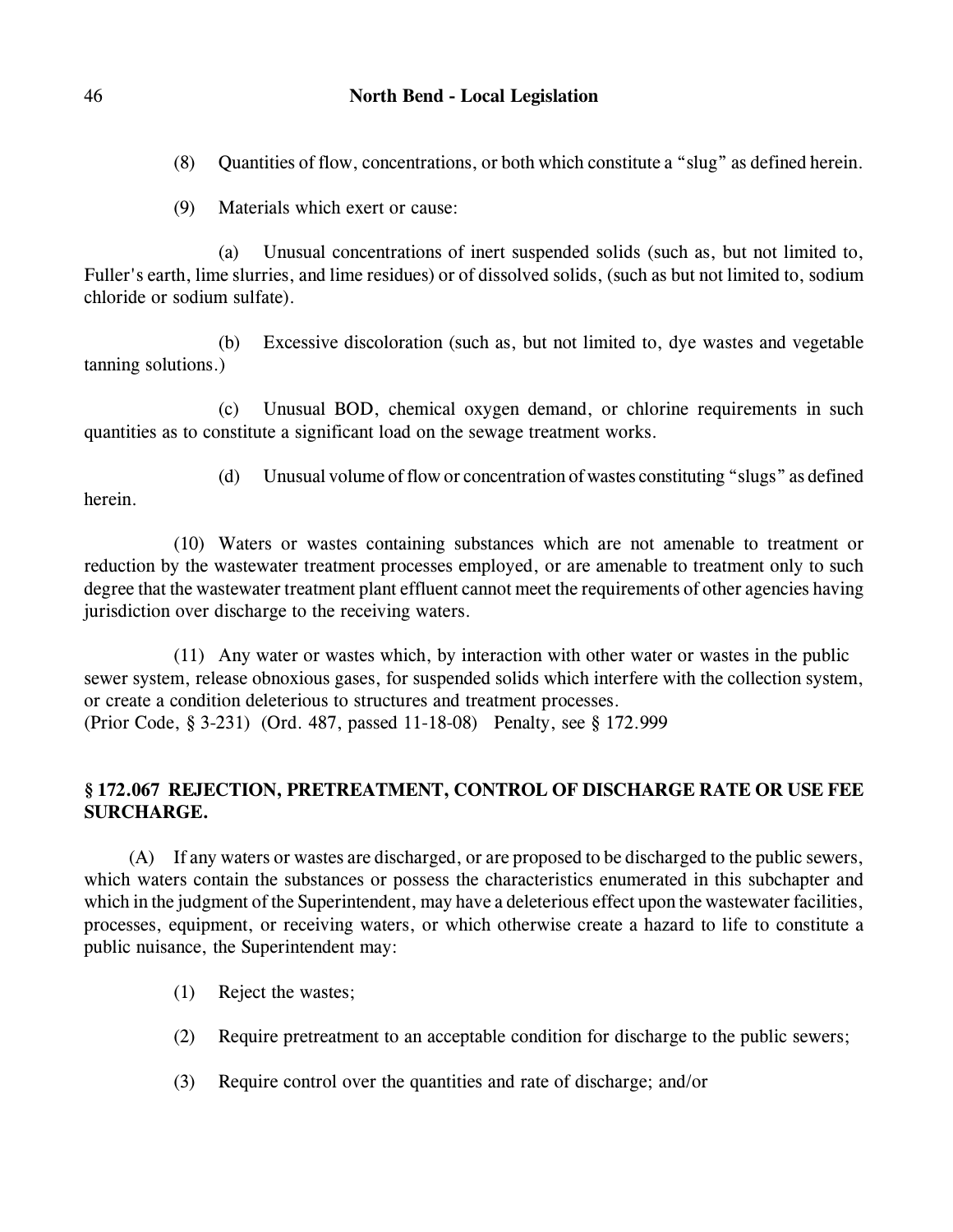(8) Quantities of flow, concentrations, or both which constitute a "slug" as defined herein.

(9) Materials which exert or cause:

(a) Unusual concentrations of inert suspended solids (such as, but not limited to, Fuller's earth, lime slurries, and lime residues) or of dissolved solids, (such as but not limited to, sodium chloride or sodium sulfate).

(b) Excessive discoloration (such as, but not limited to, dye wastes and vegetable tanning solutions.)

(c) Unusual BOD, chemical oxygen demand, or chlorine requirements in such quantities as to constitute a significant load on the sewage treatment works.

(d) Unusual volume of flow or concentration of wastes constituting "slugs" as defined herein.

(10) Waters or wastes containing substances which are not amenable to treatment or reduction by the wastewater treatment processes employed, or are amenable to treatment only to such degree that the wastewater treatment plant effluent cannot meet the requirements of other agencies having jurisdiction over discharge to the receiving waters.

(11) Any water or wastes which, by interaction with other water or wastes in the public sewer system, release obnoxious gases, for suspended solids which interfere with the collection system, or create a condition deleterious to structures and treatment processes.
(Prior Code, § 3-231) (Ord. 487, passed 11-18-08) Penalty, see § 172.999

### § 172.067 REJECTION, PRETREATMENT, CONTROL OF DISCHARGE RATE OR USE FEE SURCHARGE.

(A) If any waters or wastes are discharged, or are proposed to be discharged to the public sewers, which waters contain the substances or possess the characteristics enumerated in this subchapter and which in the judgment of the Superintendent, may have a deleterious effect upon the wastewater facilities, processes, equipment, or receiving waters, or which otherwise create a hazard to life to constitute a public nuisance, the Superintendent may:

(1) Reject the wastes;

(2) Require pretreatment to an acceptable condition for discharge to the public sewers;

(3) Require control over the quantities and rate of discharge; and/or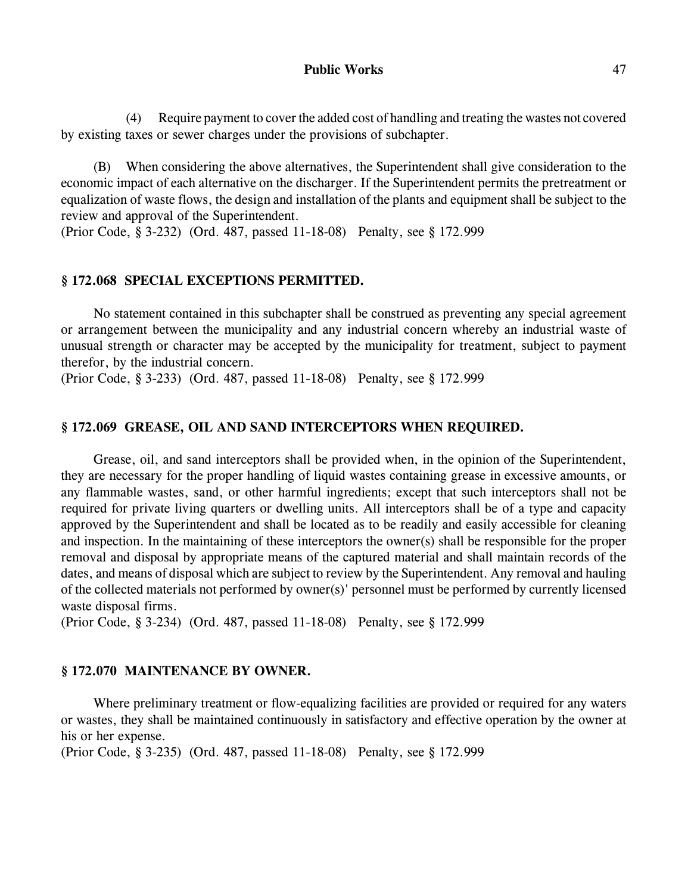(4) Require payment to cover the added cost of handling and treating the wastes not covered by existing taxes or sewer charges under the provisions of subchapter.

(B) When considering the above alternatives, the Superintendent shall give consideration to the economic impact of each alternative on the discharger. If the Superintendent permits the pretreatment or equalization of waste flows, the design and installation of the plants and equipment shall be subject to the review and approval of the Superintendent.
(Prior Code, § 3-232) (Ord. 487, passed 11-18-08) Penalty, see § 172.999

### § 172.068 SPECIAL EXCEPTIONS PERMITTED.

No statement contained in this subchapter shall be construed as preventing any special agreement or arrangement between the municipality and any industrial concern whereby an industrial waste of unusual strength or character may be accepted by the municipality for treatment, subject to payment therefor, by the industrial concern.
(Prior Code, § 3-233) (Ord. 487, passed 11-18-08) Penalty, see § 172.999

### § 172.069 GREASE, OIL AND SAND INTERCEPTORS WHEN REQUIRED.

Grease, oil, and sand interceptors shall be provided when, in the opinion of the Superintendent, they are necessary for the proper handling of liquid wastes containing grease in excessive amounts, or any flammable wastes, sand, or other harmful ingredients; except that such interceptors shall not be required for private living quarters or dwelling units. All interceptors shall be of a type and capacity approved by the Superintendent and shall be located as to be readily and easily accessible for cleaning and inspection. In the maintaining of these interceptors the owner(s) shall be responsible for the proper removal and disposal by appropriate means of the captured material and shall maintain records of the dates, and means of disposal which are subject to review by the Superintendent. Any removal and hauling of the collected materials not performed by owner(s)' personnel must be performed by currently licensed waste disposal firms.
(Prior Code, § 3-234) (Ord. 487, passed 11-18-08) Penalty, see § 172.999

### § 172.070 MAINTENANCE BY OWNER.

Where preliminary treatment or flow-equalizing facilities are provided or required for any waters or wastes, they shall be maintained continuously in satisfactory and effective operation by the owner at his or her expense.
(Prior Code, § 3-235) (Ord. 487, passed 11-18-08) Penalty, see § 172.999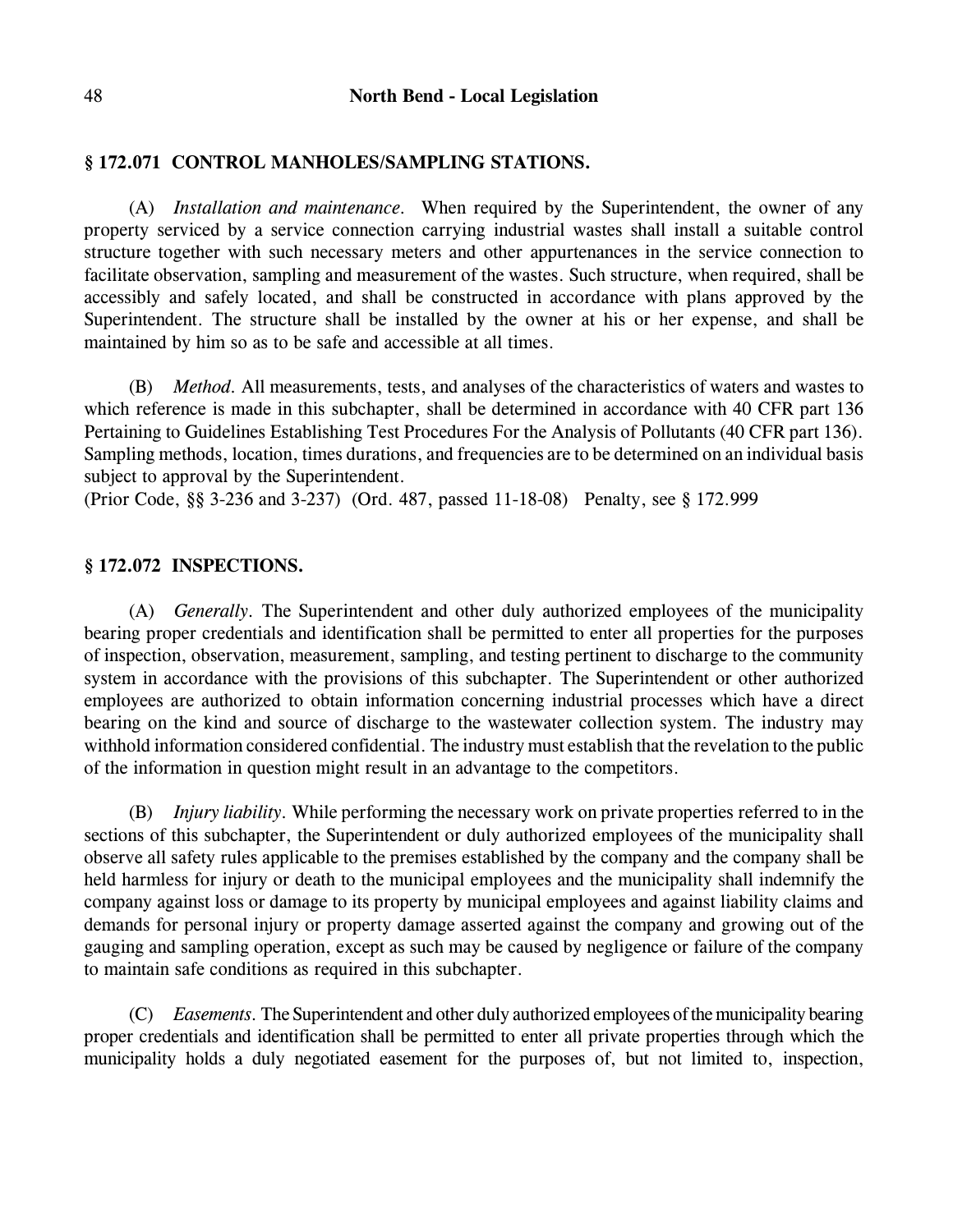## § 172.071 CONTROL MANHOLES/SAMPLING STATIONS.

(A) *Installation and maintenance.* When required by the Superintendent, the owner of any property serviced by a service connection carrying industrial wastes shall install a suitable control structure together with such necessary meters and other appurtenances in the service connection to facilitate observation, sampling and measurement of the wastes. Such structure, when required, shall be accessibly and safely located, and shall be constructed in accordance with plans approved by the Superintendent. The structure shall be installed by the owner at his or her expense, and shall be maintained by him so as to be safe and accessible at all times.

(B) *Method.* All measurements, tests, and analyses of the characteristics of waters and wastes to which reference is made in this subchapter, shall be determined in accordance with 40 CFR part 136 Pertaining to Guidelines Establishing Test Procedures For the Analysis of Pollutants (40 CFR part 136). Sampling methods, location, times durations, and frequencies are to be determined on an individual basis subject to approval by the Superintendent.

(Prior Code, §§ 3-236 and 3-237) (Ord. 487, passed 11-18-08) Penalty, see § 172.999

## § 172.072 INSPECTIONS.

(A) *Generally.* The Superintendent and other duly authorized employees of the municipality bearing proper credentials and identification shall be permitted to enter all properties for the purposes of inspection, observation, measurement, sampling, and testing pertinent to discharge to the community system in accordance with the provisions of this subchapter. The Superintendent or other authorized employees are authorized to obtain information concerning industrial processes which have a direct bearing on the kind and source of discharge to the wastewater collection system. The industry may withhold information considered confidential. The industry must establish that the revelation to the public of the information in question might result in an advantage to the competitors.

(B) *Injury liability.* While performing the necessary work on private properties referred to in the sections of this subchapter, the Superintendent or duly authorized employees of the municipality shall observe all safety rules applicable to the premises established by the company and the company shall be held harmless for injury or death to the municipal employees and the municipality shall indemnify the company against loss or damage to its property by municipal employees and against liability claims and demands for personal injury or property damage asserted against the company and growing out of the gauging and sampling operation, except as such may be caused by negligence or failure of the company to maintain safe conditions as required in this subchapter.

(C) *Easements.* The Superintendent and other duly authorized employees of the municipality bearing proper credentials and identification shall be permitted to enter all private properties through which the municipality holds a duly negotiated easement for the purposes of, but not limited to, inspection,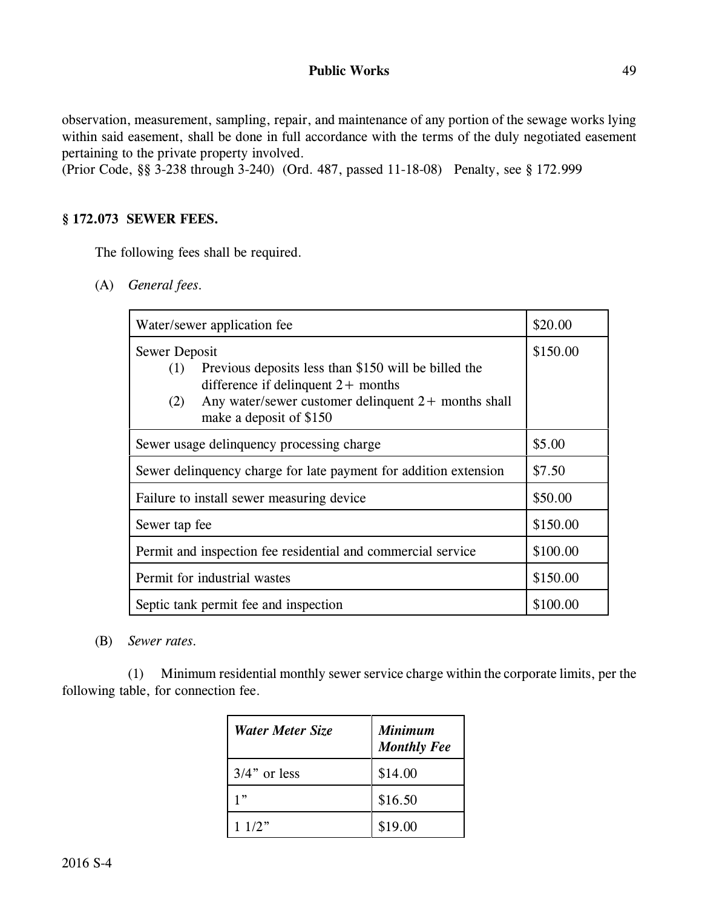observation, measurement, sampling, repair, and maintenance of any portion of the sewage works lying within said easement, shall be done in full accordance with the terms of the duly negotiated easement pertaining to the private property involved.
(Prior Code, §§ 3-238 through 3-240) (Ord. 487, passed 11-18-08) Penalty, see § 172.999

## § 172.073 SEWER FEES.

The following fees shall be required.

(A) *General fees.*

| | |
|---|---|
| Water/sewer application fee | $20.00 |
| Sewer Deposit<br>(1) Previous deposits less than $150 will be billed the difference if delinquent 2+ months<br>(2) Any water/sewer customer delinquent 2+ months shall make a deposit of $150 | $150.00 |
| Sewer usage delinquency processing charge | $5.00 |
| Sewer delinquency charge for late payment for addition extension | $7.50 |
| Failure to install sewer measuring device | $50.00 |
| Sewer tap fee | $150.00 |
| Permit and inspection fee residential and commercial service | $100.00 |
| Permit for industrial wastes | $150.00 |
| Septic tank permit fee and inspection | $100.00 |

(B) *Sewer rates.*

(1) Minimum residential monthly sewer service charge within the corporate limits, per the following table, for connection fee.

| ***Water Meter Size*** | ***Minimum Monthly Fee*** |
|---|---|
| 3/4" or less | $14.00 |
| 1" | $16.50 |
| 1 1/2" | $19.00 |

2016 S-4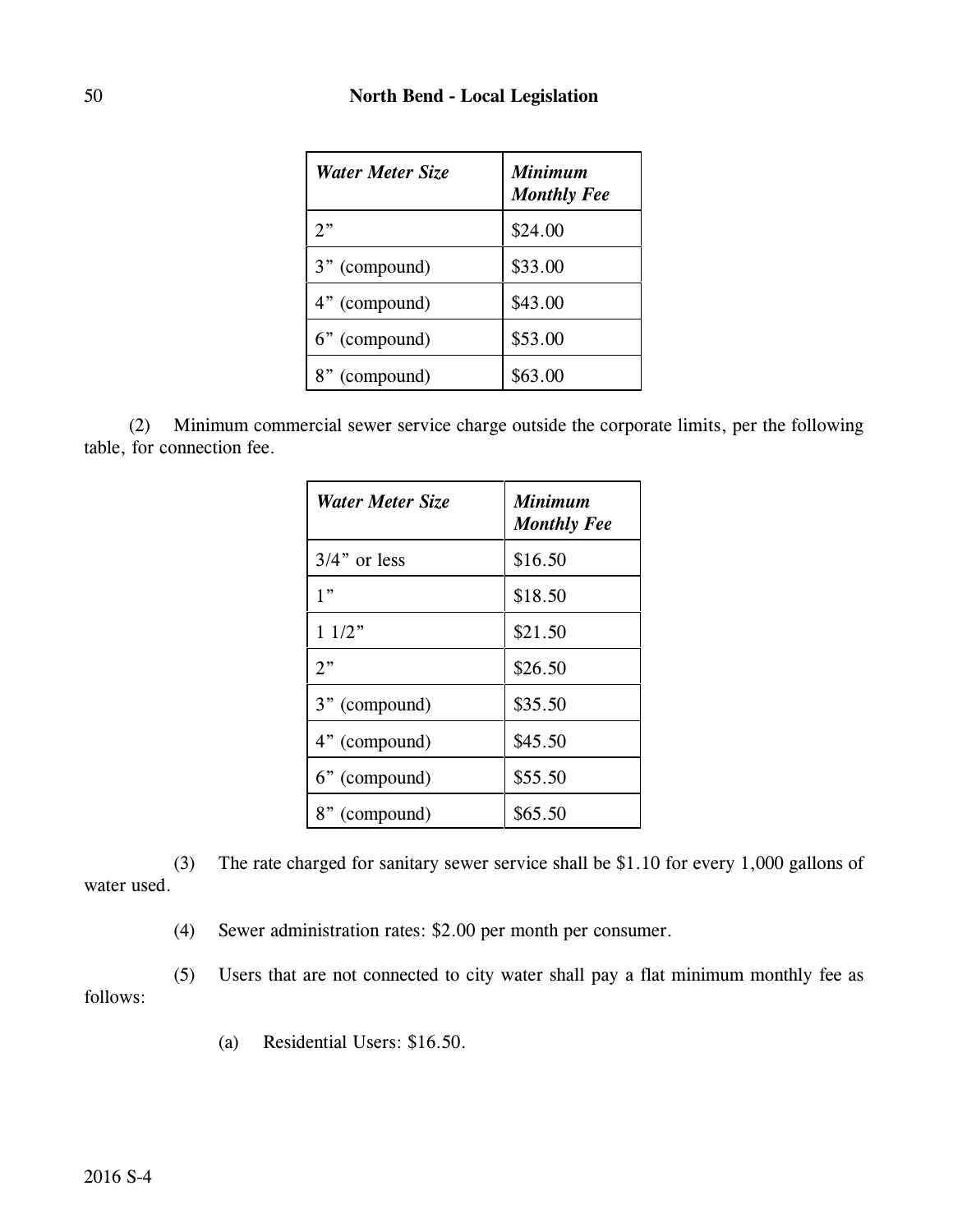| *Water Meter Size* | *Minimum Monthly Fee* |
|---|---|
| 2” | $24.00 |
| 3” (compound) | $33.00 |
| 4” (compound) | $43.00 |
| 6” (compound) | $53.00 |
| 8” (compound) | $63.00 |

(2) Minimum commercial sewer service charge outside the corporate limits, per the following table, for connection fee.

| *Water Meter Size* | *Minimum Monthly Fee* |
|---|---|
| 3/4” or less | $16.50 |
| 1” | $18.50 |
| 1 1/2” | $21.50 |
| 2” | $26.50 |
| 3” (compound) | $35.50 |
| 4” (compound) | $45.50 |
| 6” (compound) | $55.50 |
| 8” (compound) | $65.50 |

(3) The rate charged for sanitary sewer service shall be $1.10 for every 1,000 gallons of water used.

(4) Sewer administration rates: $2.00 per month per consumer.

(5) Users that are not connected to city water shall pay a flat minimum monthly fee as follows:

(a) Residential Users: $16.50.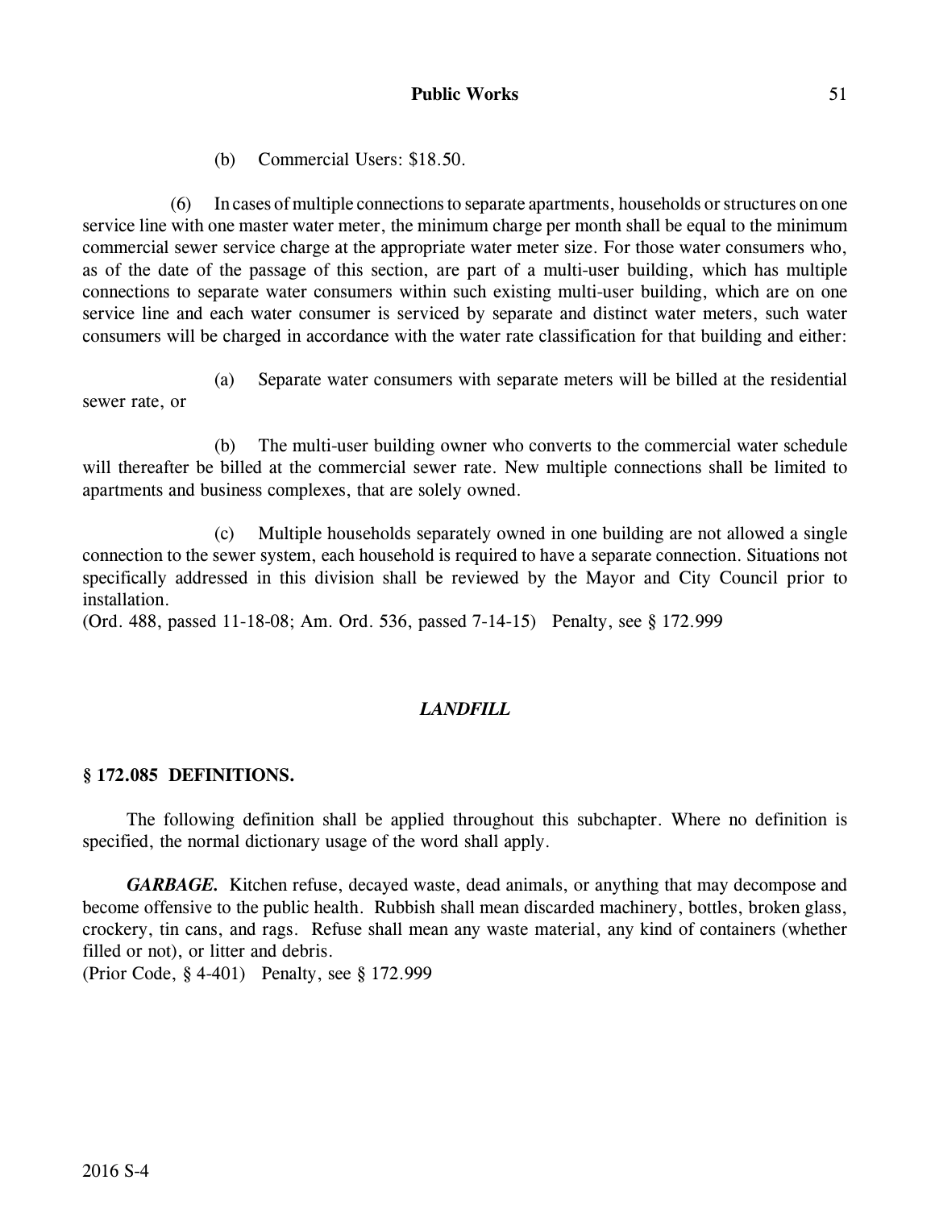(b) Commercial Users: $18.50.

(6) In cases of multiple connections to separate apartments, households or structures on one service line with one master water meter, the minimum charge per month shall be equal to the minimum commercial sewer service charge at the appropriate water meter size. For those water consumers who, as of the date of the passage of this section, are part of a multi-user building, which has multiple connections to separate water consumers within such existing multi-user building, which are on one service line and each water consumer is serviced by separate and distinct water meters, such water consumers will be charged in accordance with the water rate classification for that building and either:

(a) Separate water consumers with separate meters will be billed at the residential sewer rate, or

(b) The multi-user building owner who converts to the commercial water schedule will thereafter be billed at the commercial sewer rate. New multiple connections shall be limited to apartments and business complexes, that are solely owned.

(c) Multiple households separately owned in one building are not allowed a single connection to the sewer system, each household is required to have a separate connection. Situations not specifically addressed in this division shall be reviewed by the Mayor and City Council prior to installation.

(Ord. 488, passed 11-18-08; Am. Ord. 536, passed 7-14-15) Penalty, see § 172.999

## *LANDFILL*

### § 172.085 DEFINITIONS.

The following definition shall be applied throughout this subchapter. Where no definition is specified, the normal dictionary usage of the word shall apply.

***GARBAGE.*** Kitchen refuse, decayed waste, dead animals, or anything that may decompose and become offensive to the public health. Rubbish shall mean discarded machinery, bottles, broken glass, crockery, tin cans, and rags. Refuse shall mean any waste material, any kind of containers (whether filled or not), or litter and debris.

(Prior Code, § 4-401) Penalty, see § 172.999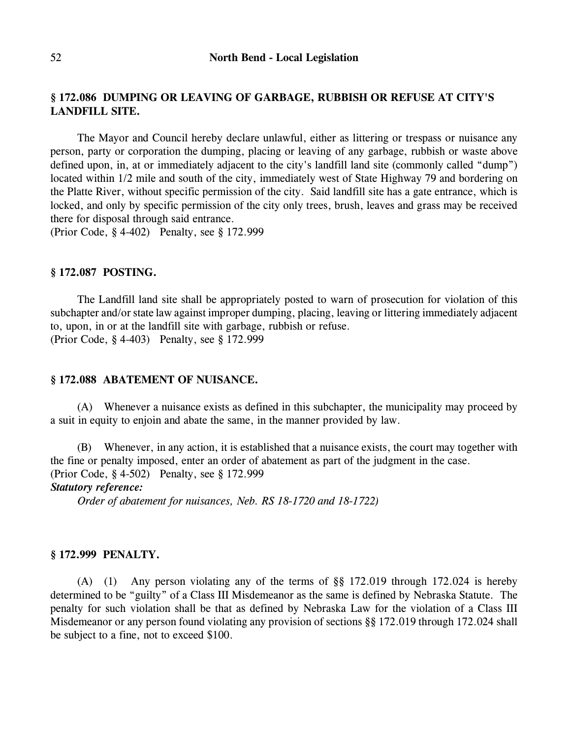## § 172.086 DUMPING OR LEAVING OF GARBAGE, RUBBISH OR REFUSE AT CITY'S LANDFILL SITE.

The Mayor and Council hereby declare unlawful, either as littering or trespass or nuisance any person, party or corporation the dumping, placing or leaving of any garbage, rubbish or waste above defined upon, in, at or immediately adjacent to the city's landfill land site (commonly called "dump") located within 1/2 mile and south of the city, immediately west of State Highway 79 and bordering on the Platte River, without specific permission of the city. Said landfill site has a gate entrance, which is locked, and only by specific permission of the city only trees, brush, leaves and grass may be received there for disposal through said entrance.
(Prior Code, § 4-402) Penalty, see § 172.999

## § 172.087 POSTING.

The Landfill land site shall be appropriately posted to warn of prosecution for violation of this subchapter and/or state law against improper dumping, placing, leaving or littering immediately adjacent to, upon, in or at the landfill site with garbage, rubbish or refuse.
(Prior Code, § 4-403) Penalty, see § 172.999

## § 172.088 ABATEMENT OF NUISANCE.

(A) Whenever a nuisance exists as defined in this subchapter, the municipality may proceed by a suit in equity to enjoin and abate the same, in the manner provided by law.

(B) Whenever, in any action, it is established that a nuisance exists, the court may together with the fine or penalty imposed, enter an order of abatement as part of the judgment in the case.
(Prior Code, § 4-502) Penalty, see § 172.999

***Statutory reference:***

*Order of abatement for nuisances, Neb. RS 18-1720 and 18-1722)*

## § 172.999 PENALTY.

(A) (1) Any person violating any of the terms of §§ 172.019 through 172.024 is hereby determined to be "guilty" of a Class III Misdemeanor as the same is defined by Nebraska Statute. The penalty for such violation shall be that as defined by Nebraska Law for the violation of a Class III Misdemeanor or any person found violating any provision of sections §§ 172.019 through 172.024 shall be subject to a fine, not to exceed $100.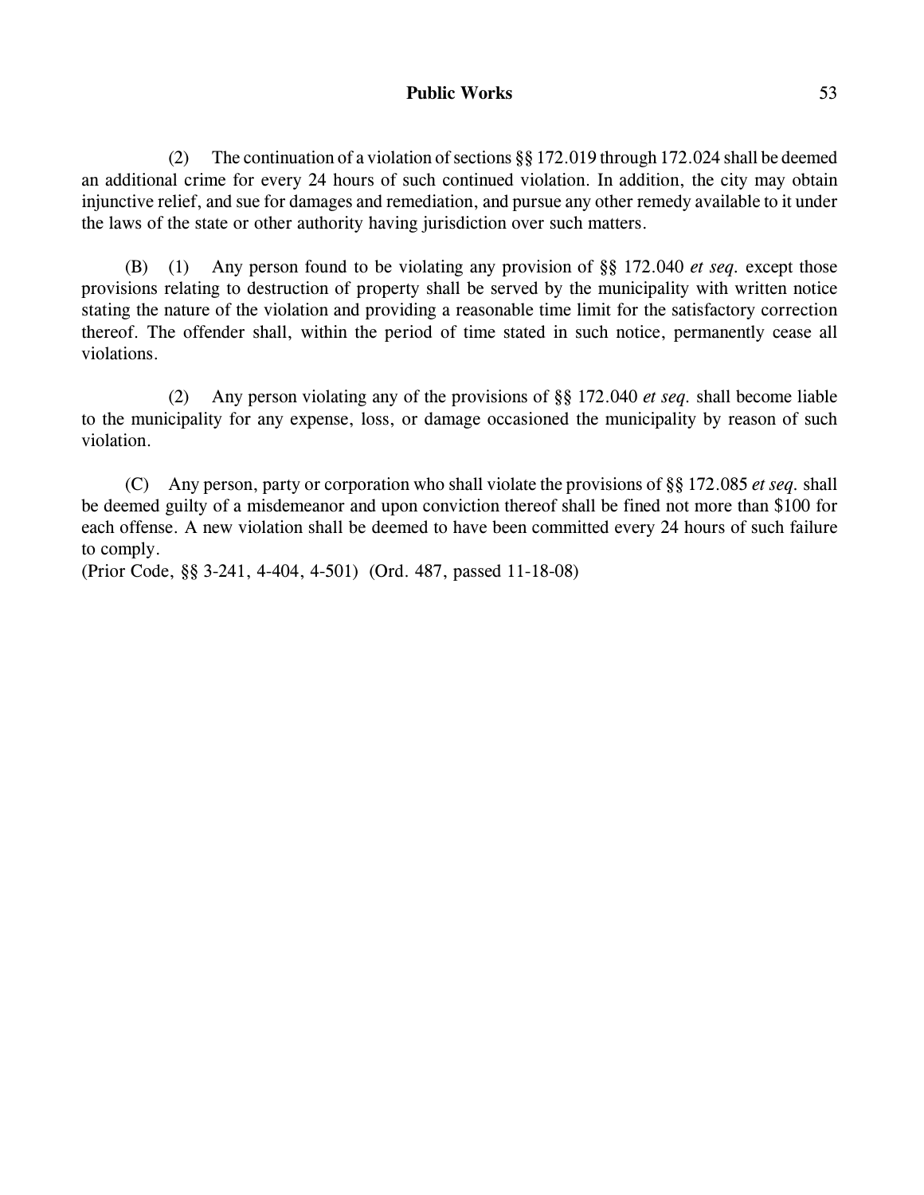(2) The continuation of a violation of sections §§ 172.019 through 172.024 shall be deemed an additional crime for every 24 hours of such continued violation. In addition, the city may obtain injunctive relief, and sue for damages and remediation, and pursue any other remedy available to it under the laws of the state or other authority having jurisdiction over such matters.

(B) (1) Any person found to be violating any provision of §§ 172.040 *et seq.* except those provisions relating to destruction of property shall be served by the municipality with written notice stating the nature of the violation and providing a reasonable time limit for the satisfactory correction thereof. The offender shall, within the period of time stated in such notice, permanently cease all violations.

(2) Any person violating any of the provisions of §§ 172.040 *et seq.* shall become liable to the municipality for any expense, loss, or damage occasioned the municipality by reason of such violation.

(C) Any person, party or corporation who shall violate the provisions of §§ 172.085 *et seq.* shall be deemed guilty of a misdemeanor and upon conviction thereof shall be fined not more than $100 for each offense. A new violation shall be deemed to have been committed every 24 hours of such failure to comply.
(Prior Code, §§ 3-241, 4-404, 4-501) (Ord. 487, passed 11-18-08)